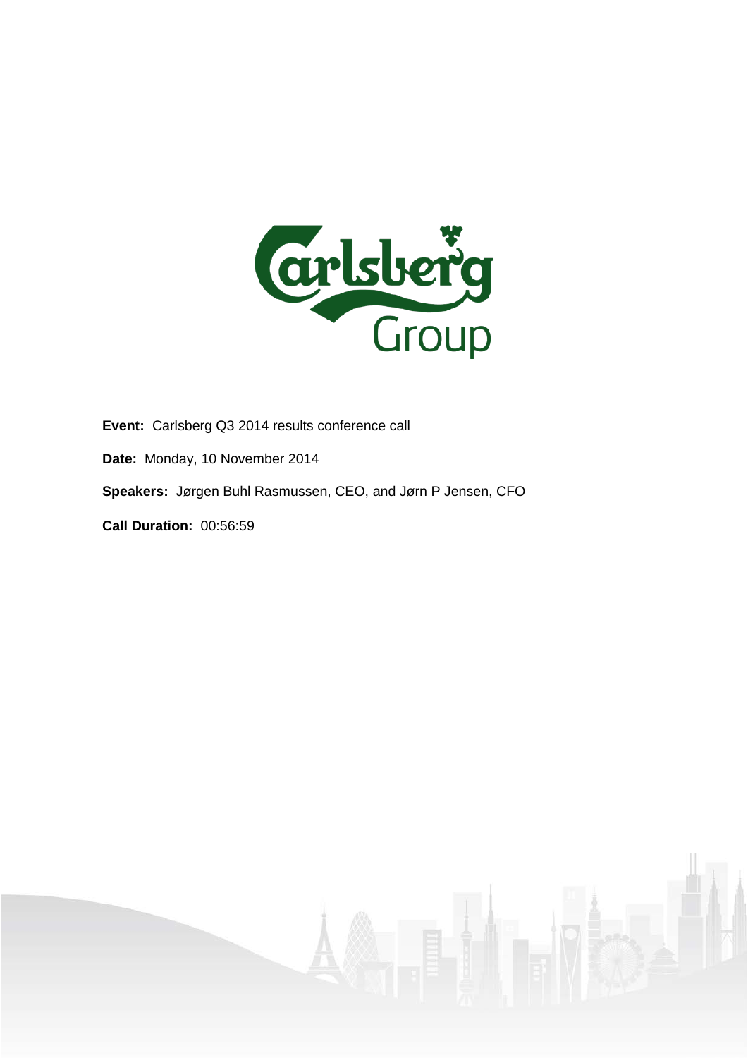**Event:** Carlsberg Q3 2014 results conference call

**Date:** Monday, 10 November 2014

**Speakers:** Jørgen Buhl Rasmussen, CEO, and Jørn P Jensen, CFO

**Call Duration:** 00:56:59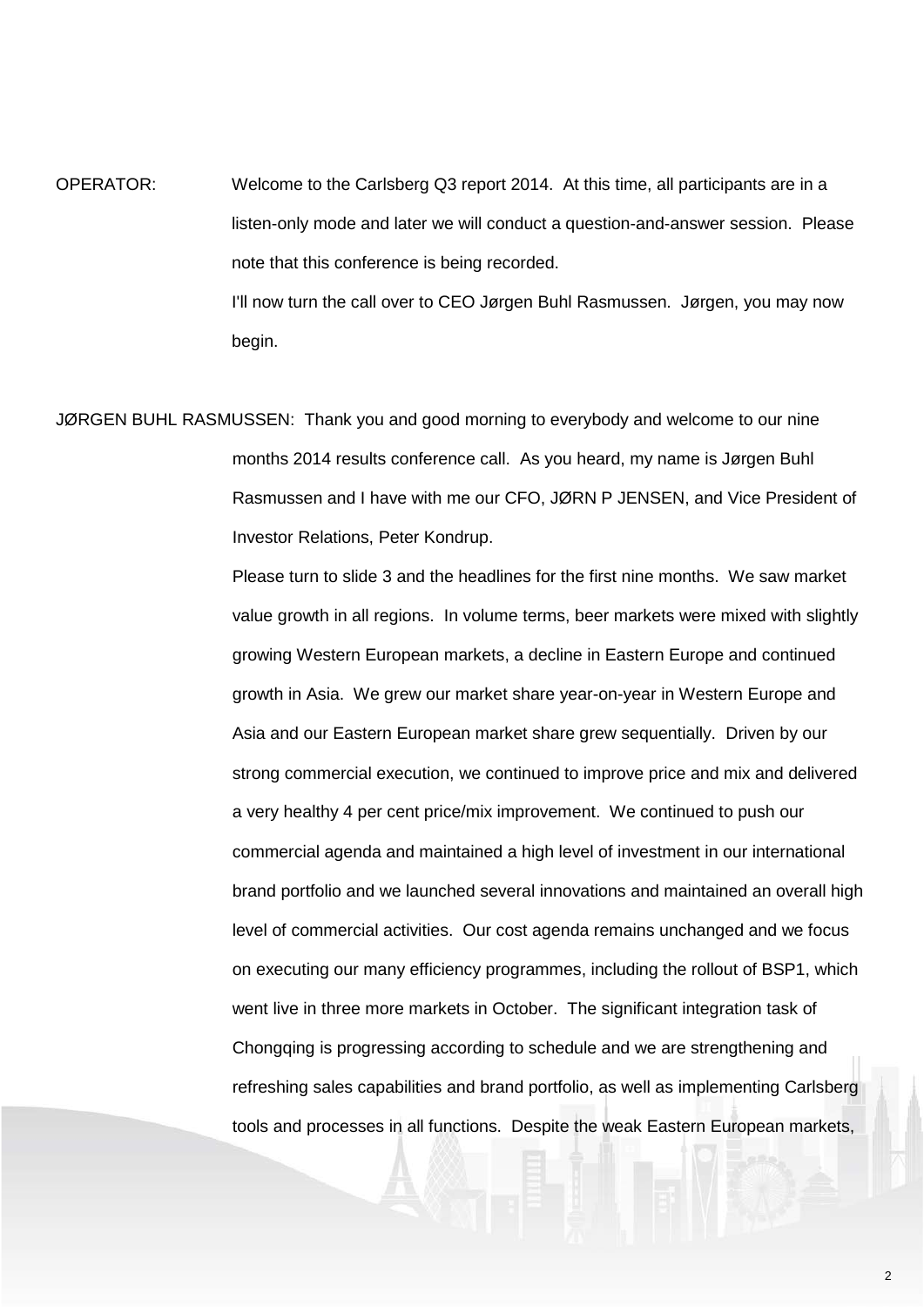OPERATOR: Welcome to the Carlsberg Q3 report 2014. At this time, all participants are in a listen-only mode and later we will conduct a question-and-answer session. Please note that this conference is being recorded.

I'll now turn the call over to CEO Jørgen Buhl Rasmussen. Jørgen, you may now begin.

JØRGEN BUHL RASMUSSEN: Thank you and good morning to everybody and welcome to our nine months 2014 results conference call. As you heard, my name is Jørgen Buhl Rasmussen and I have with me our CFO, JØRN P JENSEN, and Vice President of Investor Relations, Peter Kondrup.

Please turn to slide 3 and the headlines for the first nine months. We saw market value growth in all regions. In volume terms, beer markets were mixed with slightly growing Western European markets, a decline in Eastern Europe and continued growth in Asia. We grew our market share year-on-year in Western Europe and Asia and our Eastern European market share grew sequentially. Driven by our strong commercial execution, we continued to improve price and mix and delivered a very healthy 4 per cent price/mix improvement. We continued to push our commercial agenda and maintained a high level of investment in our international brand portfolio and we launched several innovations and maintained an overall high level of commercial activities. Our cost agenda remains unchanged and we focus on executing our many efficiency programmes, including the rollout of BSP1, which went live in three more markets in October. The significant integration task of Chongqing is progressing according to schedule and we are strengthening and refreshing sales capabilities and brand portfolio, as well as implementing Carlsberg tools and processes in all functions. Despite the weak Eastern European markets,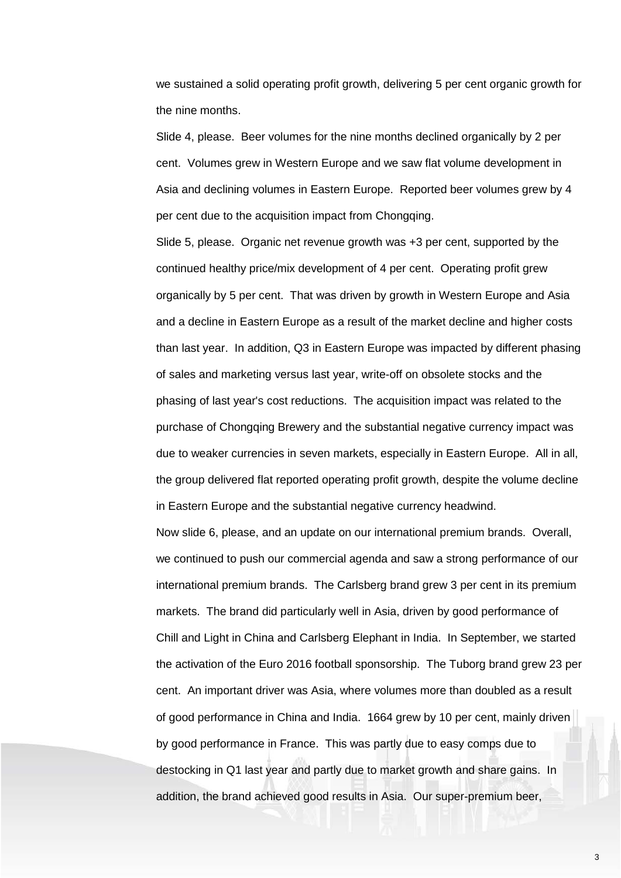we sustained a solid operating profit growth, delivering 5 per cent organic growth for the nine months.

Slide 4, please. Beer volumes for the nine months declined organically by 2 per cent. Volumes grew in Western Europe and we saw flat volume development in Asia and declining volumes in Eastern Europe. Reported beer volumes grew by 4 per cent due to the acquisition impact from Chongqing.

Slide 5, please. Organic net revenue growth was +3 per cent, supported by the continued healthy price/mix development of 4 per cent. Operating profit grew organically by 5 per cent. That was driven by growth in Western Europe and Asia and a decline in Eastern Europe as a result of the market decline and higher costs than last year. In addition, Q3 in Eastern Europe was impacted by different phasing of sales and marketing versus last year, write-off on obsolete stocks and the phasing of last year's cost reductions. The acquisition impact was related to the purchase of Chongqing Brewery and the substantial negative currency impact was due to weaker currencies in seven markets, especially in Eastern Europe. All in all, the group delivered flat reported operating profit growth, despite the volume decline in Eastern Europe and the substantial negative currency headwind.

Now slide 6, please, and an update on our international premium brands. Overall, we continued to push our commercial agenda and saw a strong performance of our international premium brands. The Carlsberg brand grew 3 per cent in its premium markets. The brand did particularly well in Asia, driven by good performance of Chill and Light in China and Carlsberg Elephant in India. In September, we started the activation of the Euro 2016 football sponsorship. The Tuborg brand grew 23 per cent. An important driver was Asia, where volumes more than doubled as a result of good performance in China and India. 1664 grew by 10 per cent, mainly driven by good performance in France. This was partly due to easy comps due to destocking in Q1 last year and partly due to market growth and share gains. In addition, the brand achieved good results in Asia. Our super-premium beer,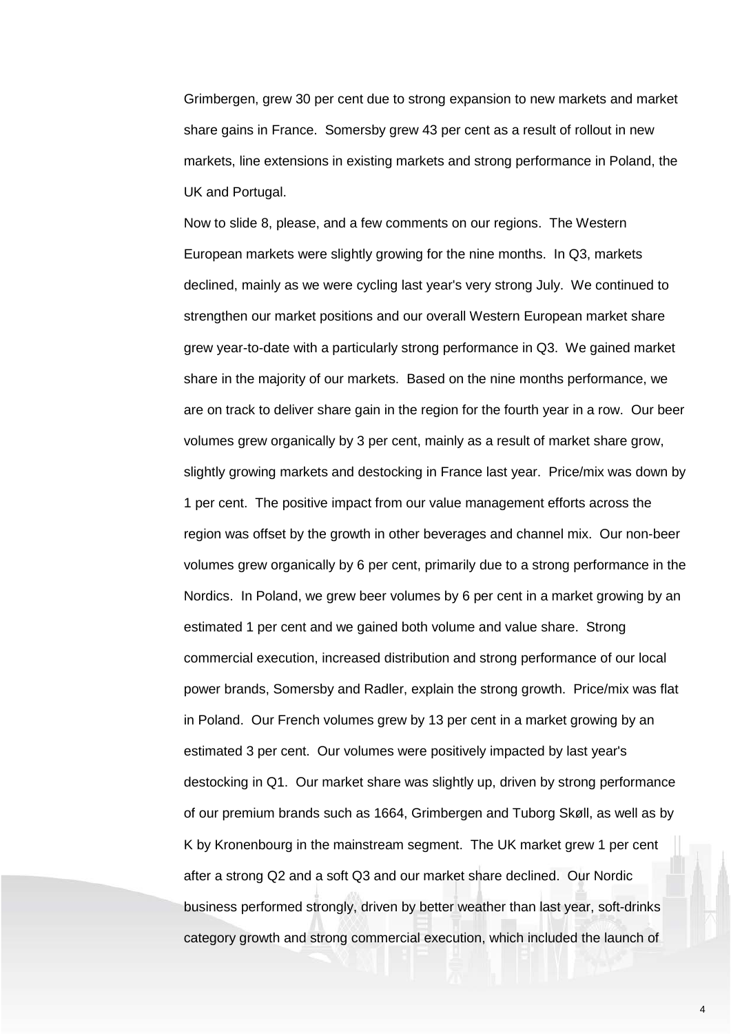Grimbergen, grew 30 per cent due to strong expansion to new markets and market share gains in France. Somersby grew 43 per cent as a result of rollout in new markets, line extensions in existing markets and strong performance in Poland, the UK and Portugal.

Now to slide 8, please, and a few comments on our regions. The Western European markets were slightly growing for the nine months. In Q3, markets declined, mainly as we were cycling last year's very strong July. We continued to strengthen our market positions and our overall Western European market share grew year-to-date with a particularly strong performance in Q3. We gained market share in the majority of our markets. Based on the nine months performance, we are on track to deliver share gain in the region for the fourth year in a row. Our beer volumes grew organically by 3 per cent, mainly as a result of market share grow, slightly growing markets and destocking in France last year. Price/mix was down by 1 per cent. The positive impact from our value management efforts across the region was offset by the growth in other beverages and channel mix. Our non-beer volumes grew organically by 6 per cent, primarily due to a strong performance in the Nordics. In Poland, we grew beer volumes by 6 per cent in a market growing by an estimated 1 per cent and we gained both volume and value share. Strong commercial execution, increased distribution and strong performance of our local power brands, Somersby and Radler, explain the strong growth. Price/mix was flat in Poland. Our French volumes grew by 13 per cent in a market growing by an estimated 3 per cent. Our volumes were positively impacted by last year's destocking in Q1. Our market share was slightly up, driven by strong performance of our premium brands such as 1664, Grimbergen and Tuborg Skøll, as well as by K by Kronenbourg in the mainstream segment. The UK market grew 1 per cent after a strong Q2 and a soft Q3 and our market share declined. Our Nordic business performed strongly, driven by better weather than last year, soft-drinks category growth and strong commercial execution, which included the launch of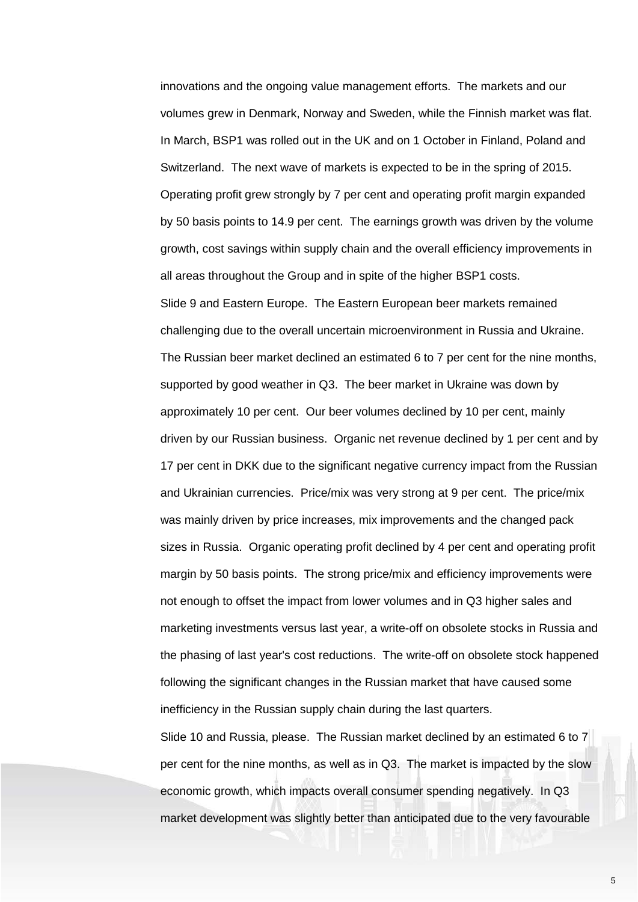innovations and the ongoing value management efforts. The markets and our volumes grew in Denmark, Norway and Sweden, while the Finnish market was flat. In March, BSP1 was rolled out in the UK and on 1 October in Finland, Poland and Switzerland. The next wave of markets is expected to be in the spring of 2015. Operating profit grew strongly by 7 per cent and operating profit margin expanded by 50 basis points to 14.9 per cent. The earnings growth was driven by the volume growth, cost savings within supply chain and the overall efficiency improvements in all areas throughout the Group and in spite of the higher BSP1 costs.

Slide 9 and Eastern Europe. The Eastern European beer markets remained challenging due to the overall uncertain microenvironment in Russia and Ukraine. The Russian beer market declined an estimated 6 to 7 per cent for the nine months, supported by good weather in Q3. The beer market in Ukraine was down by approximately 10 per cent. Our beer volumes declined by 10 per cent, mainly driven by our Russian business. Organic net revenue declined by 1 per cent and by 17 per cent in DKK due to the significant negative currency impact from the Russian and Ukrainian currencies. Price/mix was very strong at 9 per cent. The price/mix was mainly driven by price increases, mix improvements and the changed pack sizes in Russia. Organic operating profit declined by 4 per cent and operating profit margin by 50 basis points. The strong price/mix and efficiency improvements were not enough to offset the impact from lower volumes and in Q3 higher sales and marketing investments versus last year, a write-off on obsolete stocks in Russia and the phasing of last year's cost reductions. The write-off on obsolete stock happened following the significant changes in the Russian market that have caused some inefficiency in the Russian supply chain during the last quarters.

Slide 10 and Russia, please. The Russian market declined by an estimated 6 to 7 per cent for the nine months, as well as in Q3. The market is impacted by the slow economic growth, which impacts overall consumer spending negatively. In Q3 market development was slightly better than anticipated due to the very favourable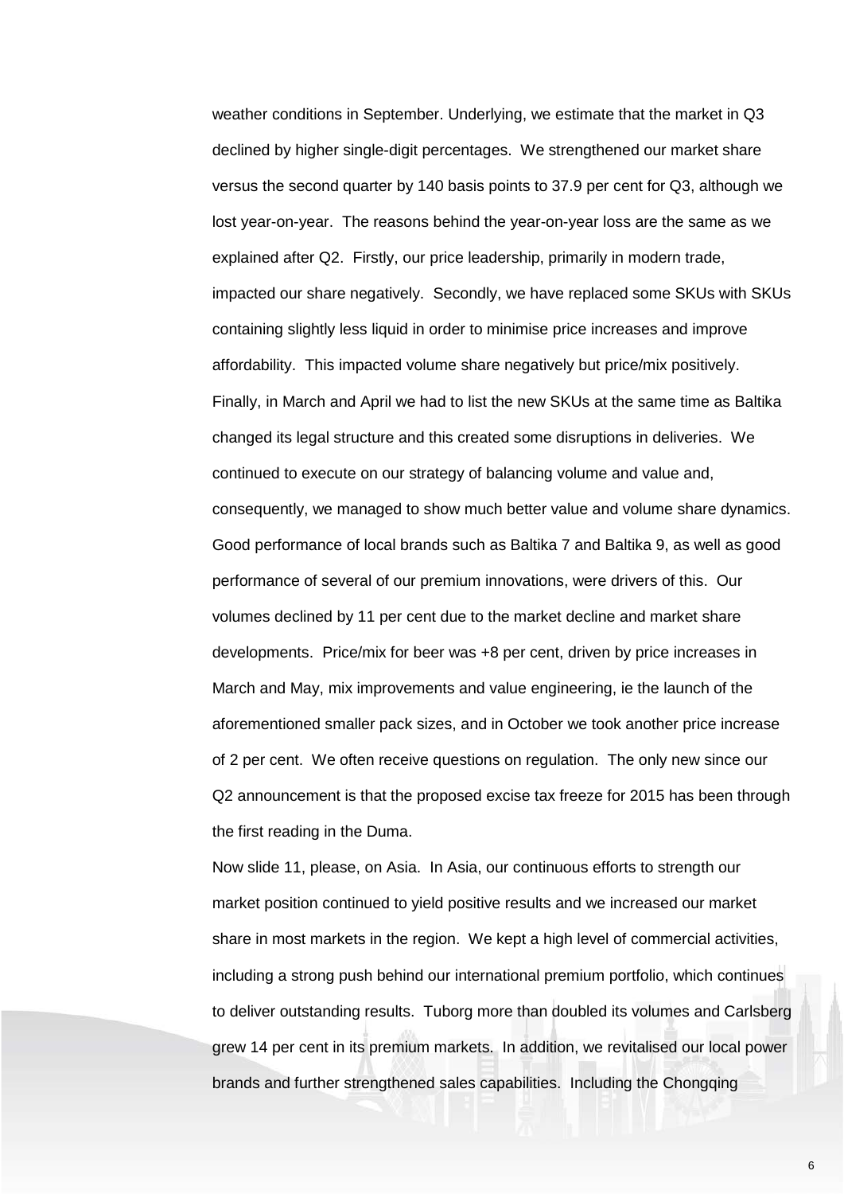weather conditions in September. Underlying, we estimate that the market in Q3 declined by higher single-digit percentages. We strengthened our market share versus the second quarter by 140 basis points to 37.9 per cent for Q3, although we lost year-on-year. The reasons behind the year-on-year loss are the same as we explained after Q2. Firstly, our price leadership, primarily in modern trade, impacted our share negatively. Secondly, we have replaced some SKUs with SKUs containing slightly less liquid in order to minimise price increases and improve affordability. This impacted volume share negatively but price/mix positively. Finally, in March and April we had to list the new SKUs at the same time as Baltika changed its legal structure and this created some disruptions in deliveries. We continued to execute on our strategy of balancing volume and value and, consequently, we managed to show much better value and volume share dynamics. Good performance of local brands such as Baltika 7 and Baltika 9, as well as good performance of several of our premium innovations, were drivers of this. Our volumes declined by 11 per cent due to the market decline and market share developments. Price/mix for beer was +8 per cent, driven by price increases in March and May, mix improvements and value engineering, ie the launch of the aforementioned smaller pack sizes, and in October we took another price increase of 2 per cent. We often receive questions on regulation. The only new since our Q2 announcement is that the proposed excise tax freeze for 2015 has been through the first reading in the Duma.

Now slide 11, please, on Asia. In Asia, our continuous efforts to strength our market position continued to yield positive results and we increased our market share in most markets in the region. We kept a high level of commercial activities, including a strong push behind our international premium portfolio, which continues to deliver outstanding results. Tuborg more than doubled its volumes and Carlsberg grew 14 per cent in its premium markets. In addition, we revitalised our local power brands and further strengthened sales capabilities. Including the Chongqing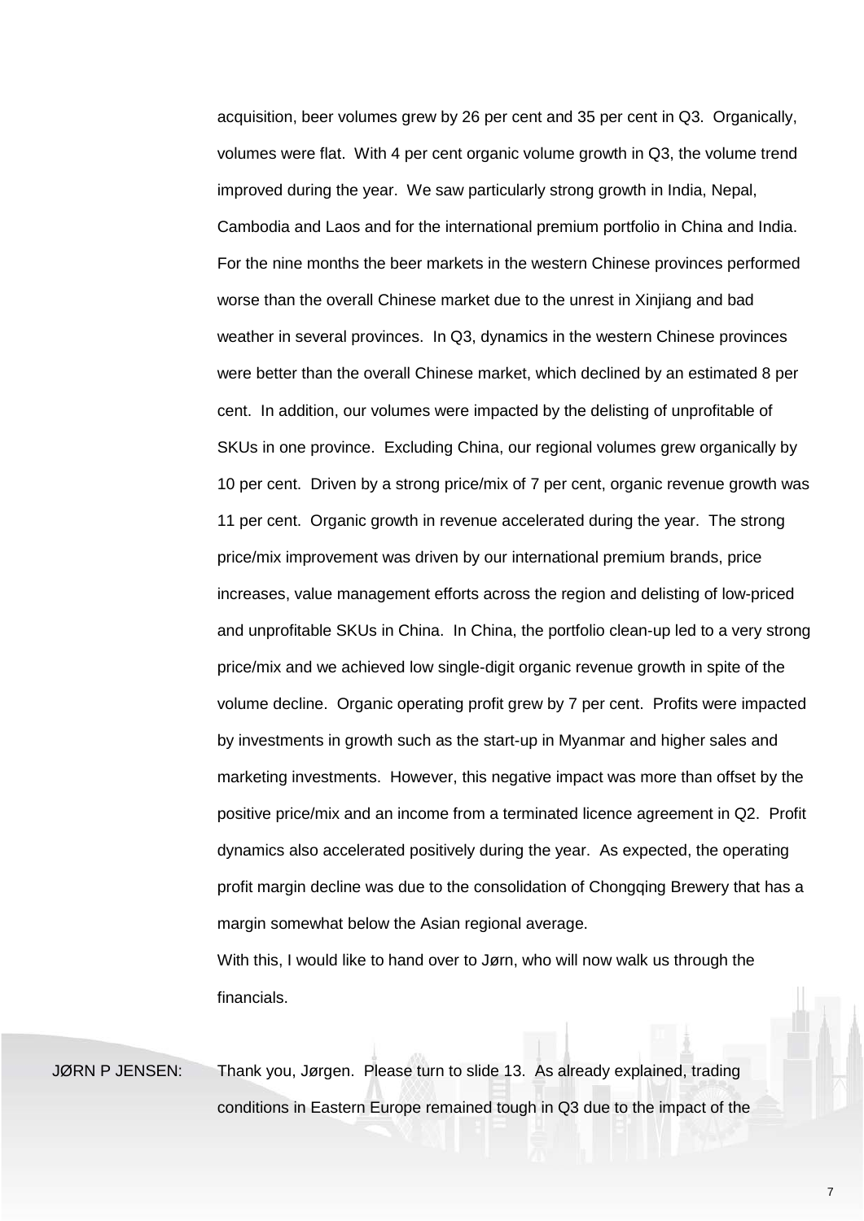acquisition, beer volumes grew by 26 per cent and 35 per cent in Q3. Organically, volumes were flat. With 4 per cent organic volume growth in Q3, the volume trend improved during the year. We saw particularly strong growth in India, Nepal, Cambodia and Laos and for the international premium portfolio in China and India. For the nine months the beer markets in the western Chinese provinces performed worse than the overall Chinese market due to the unrest in Xinjiang and bad weather in several provinces. In Q3, dynamics in the western Chinese provinces were better than the overall Chinese market, which declined by an estimated 8 per cent. In addition, our volumes were impacted by the delisting of unprofitable of SKUs in one province. Excluding China, our regional volumes grew organically by 10 per cent. Driven by a strong price/mix of 7 per cent, organic revenue growth was 11 per cent. Organic growth in revenue accelerated during the year. The strong price/mix improvement was driven by our international premium brands, price increases, value management efforts across the region and delisting of low-priced and unprofitable SKUs in China. In China, the portfolio clean-up led to a very strong price/mix and we achieved low single-digit organic revenue growth in spite of the volume decline. Organic operating profit grew by 7 per cent. Profits were impacted by investments in growth such as the start-up in Myanmar and higher sales and marketing investments. However, this negative impact was more than offset by the positive price/mix and an income from a terminated licence agreement in Q2. Profit dynamics also accelerated positively during the year. As expected, the operating profit margin decline was due to the consolidation of Chongqing Brewery that has a margin somewhat below the Asian regional average.

With this, I would like to hand over to Jørn, who will now walk us through the financials.

JØRN P JENSEN: Thank you, Jørgen. Please turn to slide 13. As already explained, trading conditions in Eastern Europe remained tough in Q3 due to the impact of the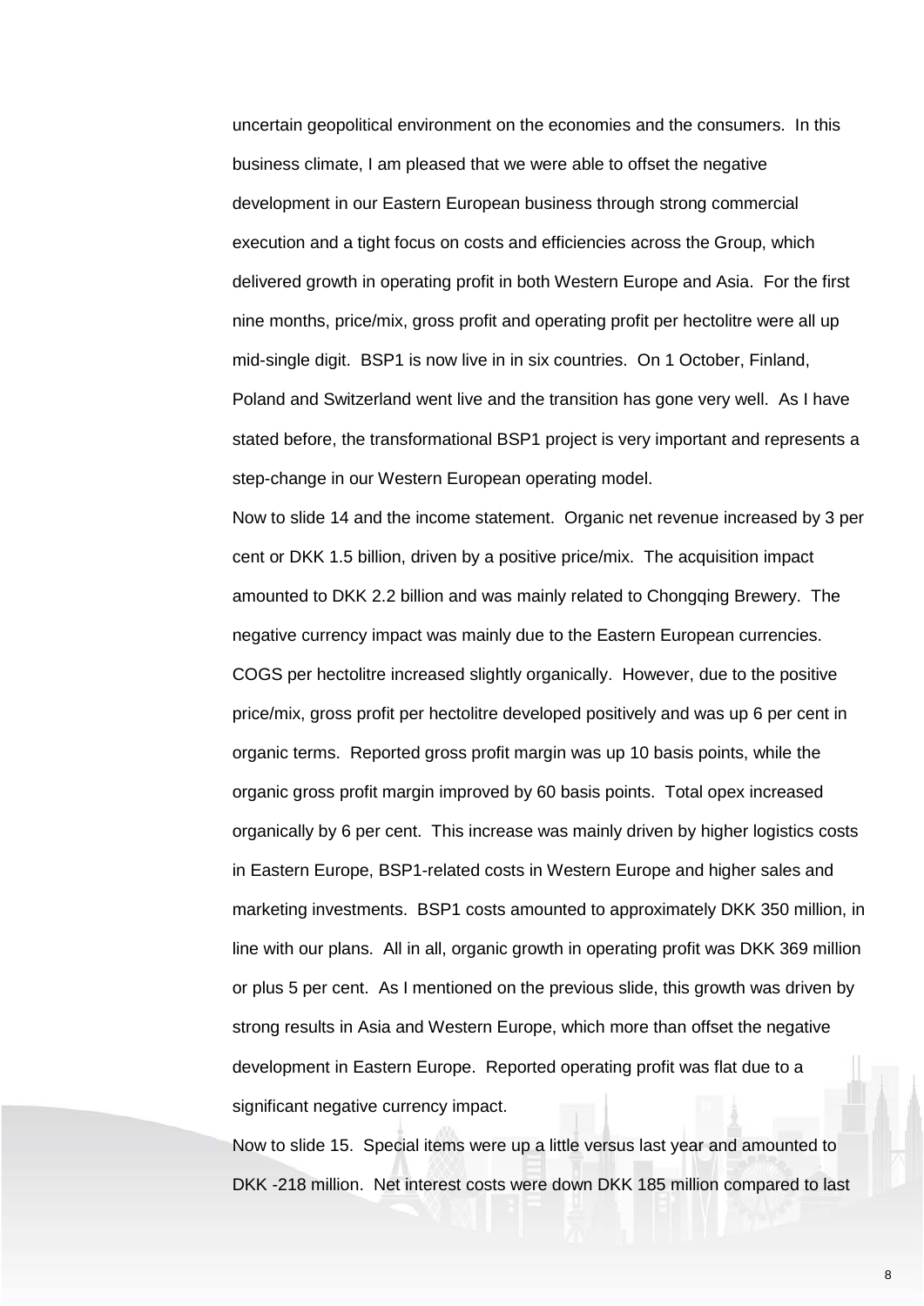uncertain geopolitical environment on the economies and the consumers. In this business climate, I am pleased that we were able to offset the negative development in our Eastern European business through strong commercial execution and a tight focus on costs and efficiencies across the Group, which delivered growth in operating profit in both Western Europe and Asia. For the first nine months, price/mix, gross profit and operating profit per hectolitre were all up mid-single digit. BSP1 is now live in in six countries. On 1 October, Finland, Poland and Switzerland went live and the transition has gone very well. As I have stated before, the transformational BSP1 project is very important and represents a step-change in our Western European operating model.

Now to slide 14 and the income statement. Organic net revenue increased by 3 per cent or DKK 1.5 billion, driven by a positive price/mix. The acquisition impact amounted to DKK 2.2 billion and was mainly related to Chongqing Brewery. The negative currency impact was mainly due to the Eastern European currencies. COGS per hectolitre increased slightly organically. However, due to the positive price/mix, gross profit per hectolitre developed positively and was up 6 per cent in organic terms. Reported gross profit margin was up 10 basis points, while the organic gross profit margin improved by 60 basis points. Total opex increased organically by 6 per cent. This increase was mainly driven by higher logistics costs in Eastern Europe, BSP1-related costs in Western Europe and higher sales and marketing investments. BSP1 costs amounted to approximately DKK 350 million, in line with our plans. All in all, organic growth in operating profit was DKK 369 million or plus 5 per cent. As I mentioned on the previous slide, this growth was driven by strong results in Asia and Western Europe, which more than offset the negative development in Eastern Europe. Reported operating profit was flat due to a significant negative currency impact.

Now to slide 15. Special items were up a little versus last year and amounted to DKK -218 million. Net interest costs were down DKK 185 million compared to last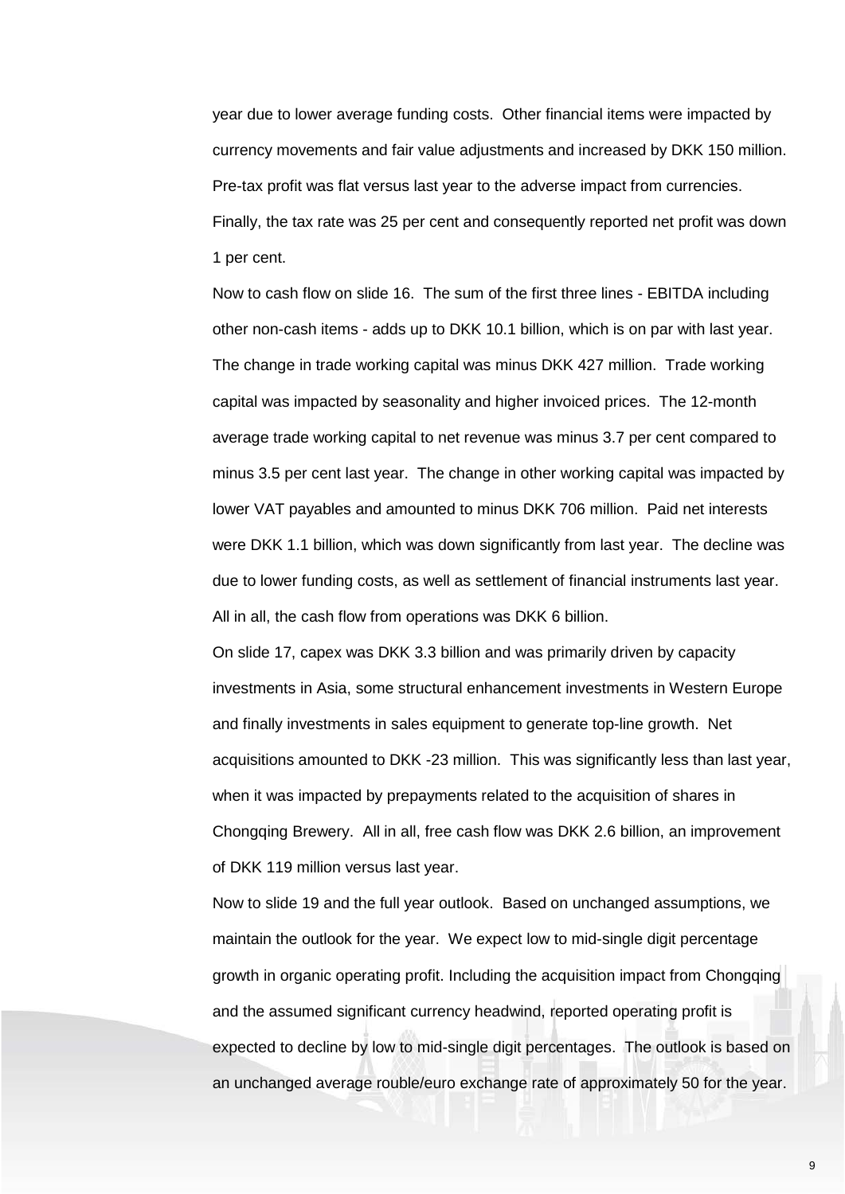year due to lower average funding costs. Other financial items were impacted by currency movements and fair value adjustments and increased by DKK 150 million. Pre-tax profit was flat versus last year to the adverse impact from currencies. Finally, the tax rate was 25 per cent and consequently reported net profit was down 1 per cent.

Now to cash flow on slide 16. The sum of the first three lines - EBITDA including other non-cash items - adds up to DKK 10.1 billion, which is on par with last year. The change in trade working capital was minus DKK 427 million. Trade working capital was impacted by seasonality and higher invoiced prices. The 12-month average trade working capital to net revenue was minus 3.7 per cent compared to minus 3.5 per cent last year. The change in other working capital was impacted by lower VAT payables and amounted to minus DKK 706 million. Paid net interests were DKK 1.1 billion, which was down significantly from last year. The decline was due to lower funding costs, as well as settlement of financial instruments last year. All in all, the cash flow from operations was DKK 6 billion.

On slide 17, capex was DKK 3.3 billion and was primarily driven by capacity investments in Asia, some structural enhancement investments in Western Europe and finally investments in sales equipment to generate top-line growth. Net acquisitions amounted to DKK -23 million. This was significantly less than last year, when it was impacted by prepayments related to the acquisition of shares in Chongqing Brewery. All in all, free cash flow was DKK 2.6 billion, an improvement of DKK 119 million versus last year.

Now to slide 19 and the full year outlook. Based on unchanged assumptions, we maintain the outlook for the year. We expect low to mid-single digit percentage growth in organic operating profit. Including the acquisition impact from Chongqing and the assumed significant currency headwind, reported operating profit is expected to decline by low to mid-single digit percentages. The outlook is based on an unchanged average rouble/euro exchange rate of approximately 50 for the year.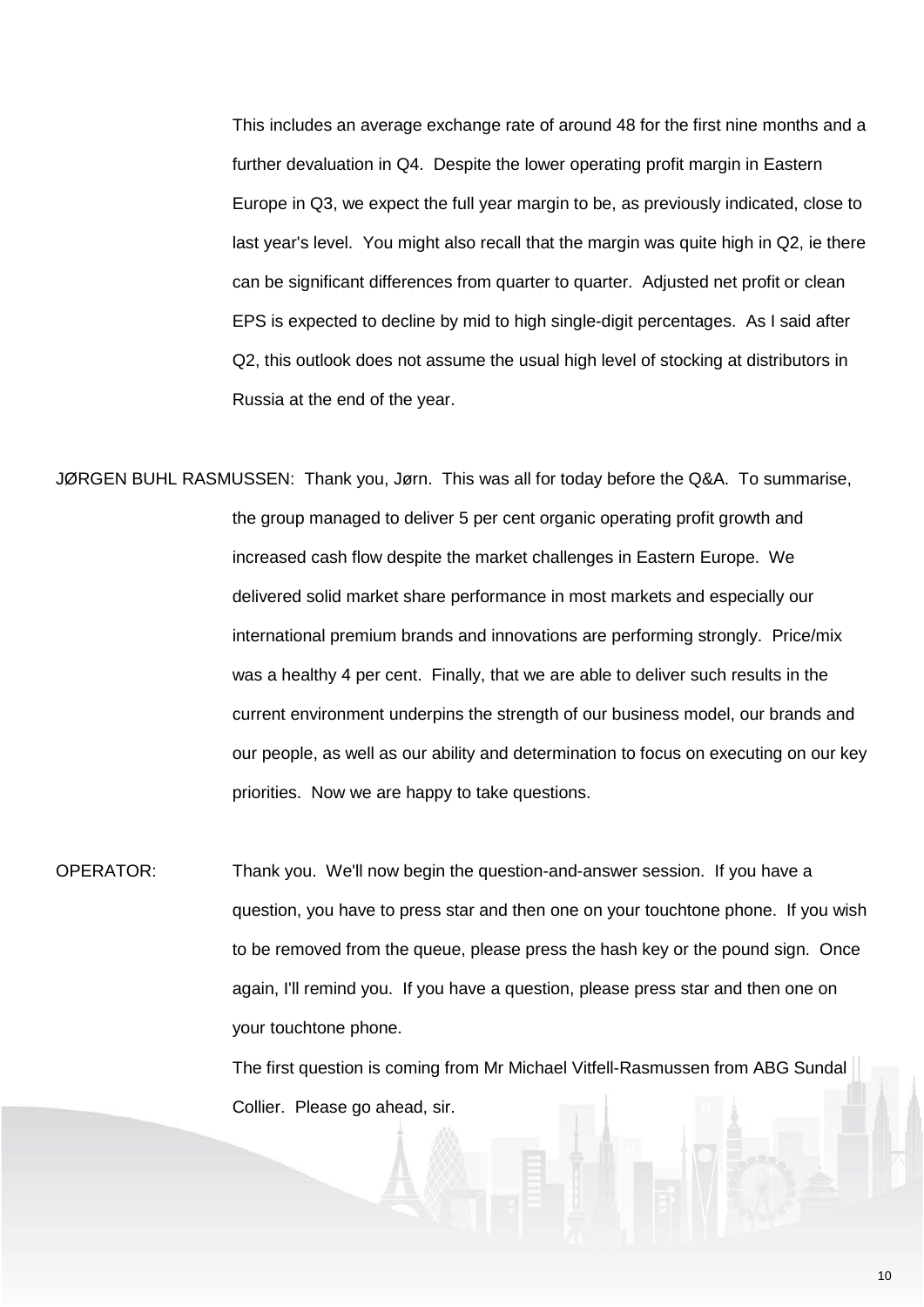This includes an average exchange rate of around 48 for the first nine months and a further devaluation in Q4. Despite the lower operating profit margin in Eastern Europe in Q3, we expect the full year margin to be, as previously indicated, close to last year's level. You might also recall that the margin was quite high in Q2, ie there can be significant differences from quarter to quarter. Adjusted net profit or clean EPS is expected to decline by mid to high single-digit percentages. As I said after Q2, this outlook does not assume the usual high level of stocking at distributors in Russia at the end of the year.

JØRGEN BUHL RASMUSSEN: Thank you, Jørn. This was all for today before the Q&A. To summarise, the group managed to deliver 5 per cent organic operating profit growth and increased cash flow despite the market challenges in Eastern Europe. We delivered solid market share performance in most markets and especially our international premium brands and innovations are performing strongly. Price/mix was a healthy 4 per cent. Finally, that we are able to deliver such results in the current environment underpins the strength of our business model, our brands and our people, as well as our ability and determination to focus on executing on our key priorities. Now we are happy to take questions.

OPERATOR: Thank you. We'll now begin the question-and-answer session. If you have a question, you have to press star and then one on your touchtone phone. If you wish to be removed from the queue, please press the hash key or the pound sign. Once again, I'll remind you. If you have a question, please press star and then one on your touchtone phone.

The first question is coming from Mr Michael Vitfell-Rasmussen from ABG Sundal Collier. Please go ahead, sir.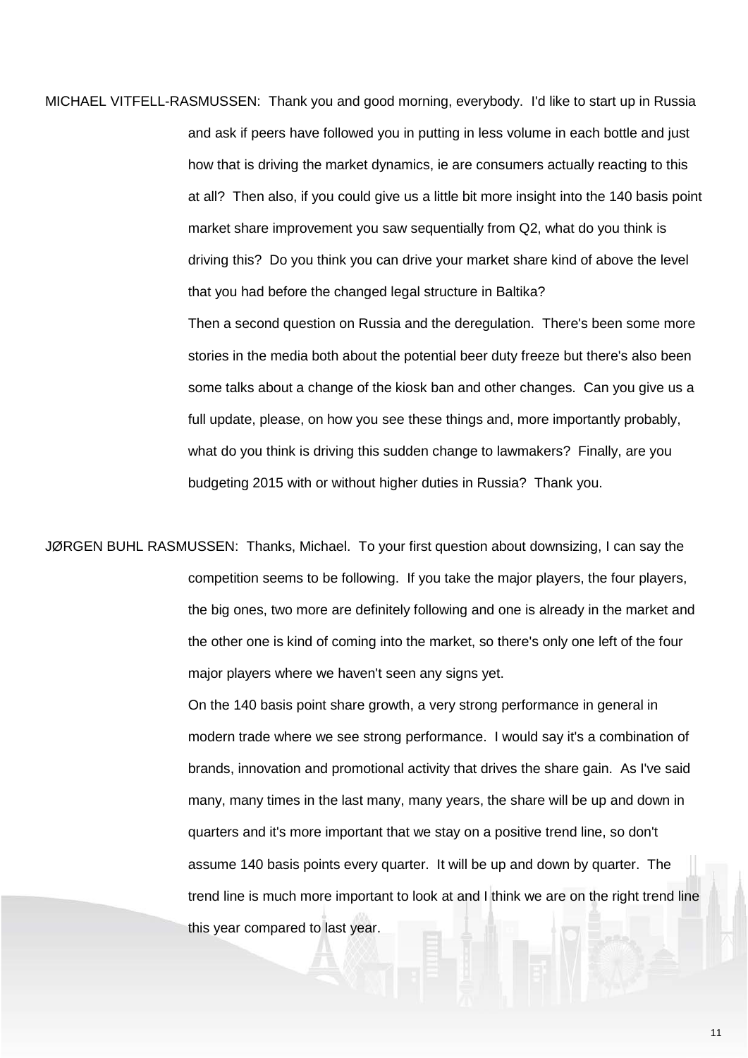MICHAEL VITFELL-RASMUSSEN: Thank you and good morning, everybody. I'd like to start up in Russia and ask if peers have followed you in putting in less volume in each bottle and just how that is driving the market dynamics, ie are consumers actually reacting to this at all? Then also, if you could give us a little bit more insight into the 140 basis point market share improvement you saw sequentially from Q2, what do you think is driving this? Do you think you can drive your market share kind of above the level that you had before the changed legal structure in Baltika?

Then a second question on Russia and the deregulation. There's been some more stories in the media both about the potential beer duty freeze but there's also been some talks about a change of the kiosk ban and other changes. Can you give us a full update, please, on how you see these things and, more importantly probably, what do you think is driving this sudden change to lawmakers? Finally, are you budgeting 2015 with or without higher duties in Russia? Thank you.

JØRGEN BUHL RASMUSSEN: Thanks, Michael. To your first question about downsizing, I can say the competition seems to be following. If you take the major players, the four players, the big ones, two more are definitely following and one is already in the market and the other one is kind of coming into the market, so there's only one left of the four major players where we haven't seen any signs yet.

On the 140 basis point share growth, a very strong performance in general in modern trade where we see strong performance. I would say it's a combination of brands, innovation and promotional activity that drives the share gain. As I've said many, many times in the last many, many years, the share will be up and down in quarters and it's more important that we stay on a positive trend line, so don't assume 140 basis points every quarter. It will be up and down by quarter. The trend line is much more important to look at and I think we are on the right trend line this year compared to last year.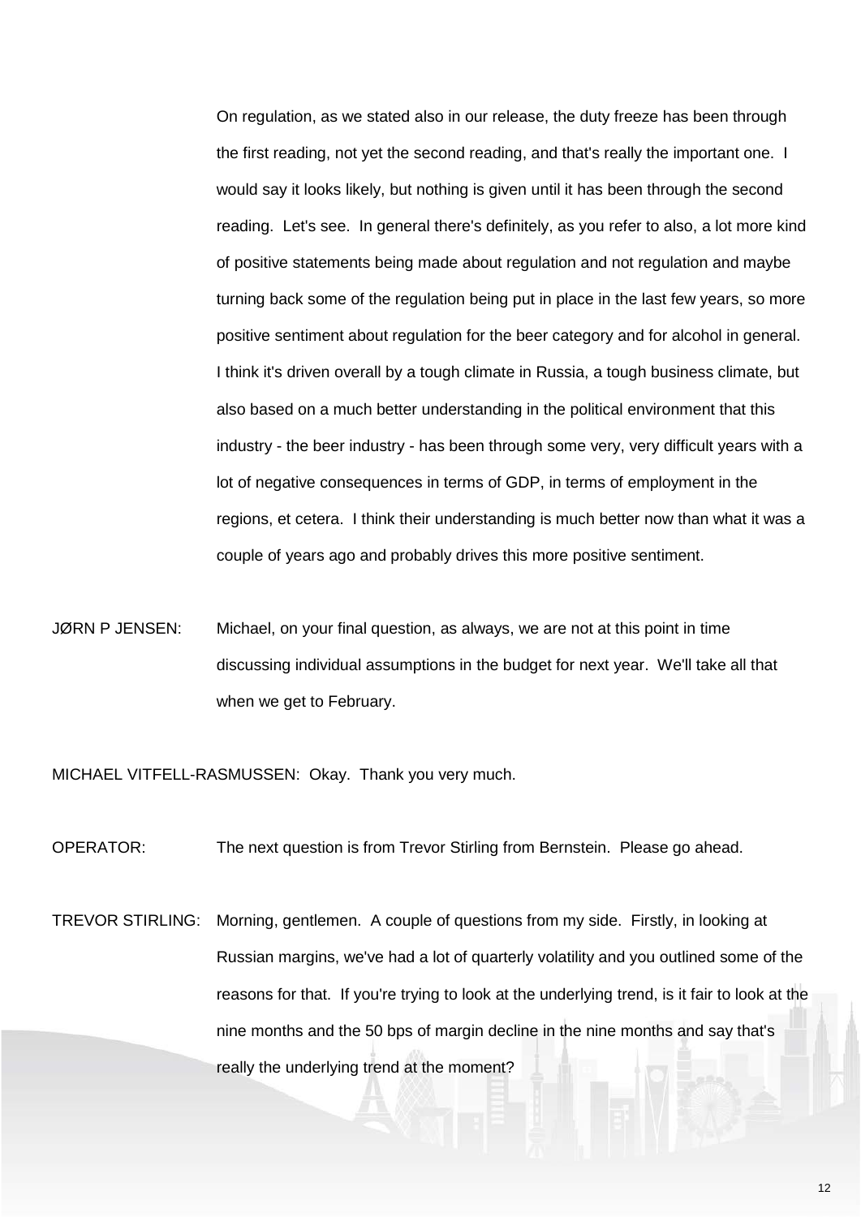On regulation, as we stated also in our release, the duty freeze has been through the first reading, not yet the second reading, and that's really the important one. I would say it looks likely, but nothing is given until it has been through the second reading. Let's see. In general there's definitely, as you refer to also, a lot more kind of positive statements being made about regulation and not regulation and maybe turning back some of the regulation being put in place in the last few years, so more positive sentiment about regulation for the beer category and for alcohol in general. I think it's driven overall by a tough climate in Russia, a tough business climate, but also based on a much better understanding in the political environment that this industry - the beer industry - has been through some very, very difficult years with a lot of negative consequences in terms of GDP, in terms of employment in the regions, et cetera. I think their understanding is much better now than what it was a couple of years ago and probably drives this more positive sentiment.

JØRN P JENSEN: Michael, on your final question, as always, we are not at this point in time discussing individual assumptions in the budget for next year. We'll take all that when we get to February.

MICHAEL VITFELL-RASMUSSEN: Okay. Thank you very much.

OPERATOR: The next question is from Trevor Stirling from Bernstein. Please go ahead.

TREVOR STIRLING: Morning, gentlemen. A couple of questions from my side. Firstly, in looking at Russian margins, we've had a lot of quarterly volatility and you outlined some of the reasons for that. If you're trying to look at the underlying trend, is it fair to look at the nine months and the 50 bps of margin decline in the nine months and say that's really the underlying trend at the moment?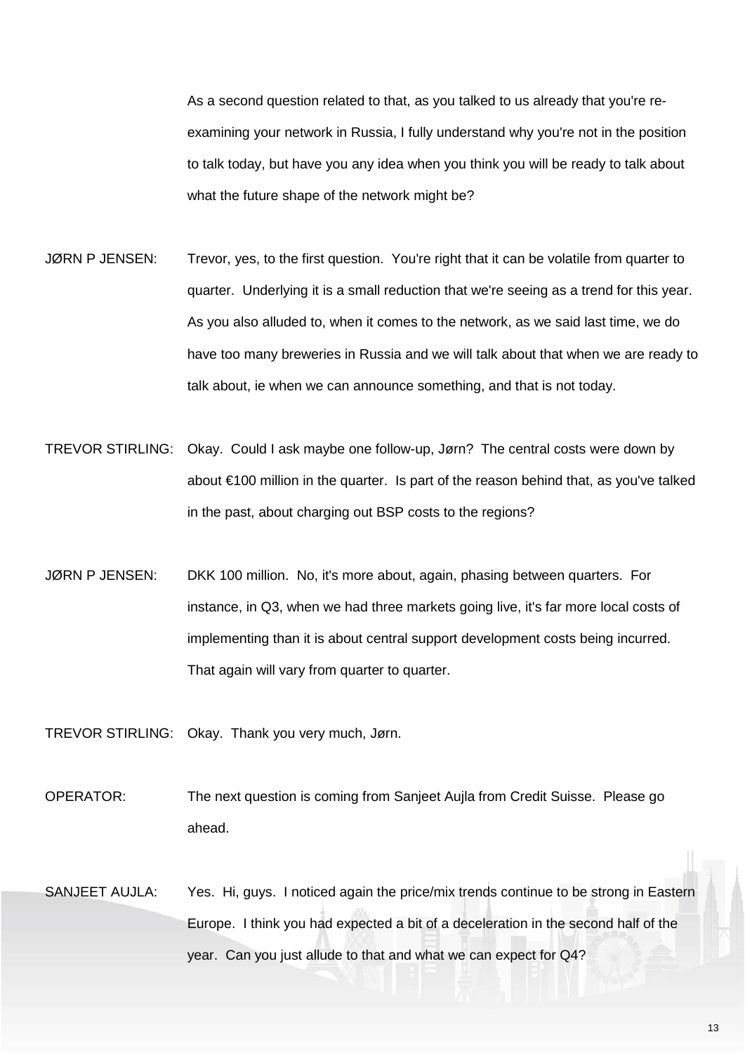As a second question related to that, as you talked to us already that you're re-examining your network in Russia, I fully understand why you're not in the position to talk today, but have you any idea when you think you will be ready to talk about what the future shape of the network might be?

JØRN P JENSEN: Trevor, yes, to the first question. You're right that it can be volatile from quarter to quarter. Underlying it is a small reduction that we're seeing as a trend for this year. As you also alluded to, when it comes to the network, as we said last time, we do have too many breweries in Russia and we will talk about that when we are ready to talk about, ie when we can announce something, and that is not today.

TREVOR STIRLING: Okay. Could I ask maybe one follow-up, Jørn? The central costs were down by about €100 million in the quarter. Is part of the reason behind that, as you've talked in the past, about charging out BSP costs to the regions?

JØRN P JENSEN: DKK 100 million. No, it's more about, again, phasing between quarters. For instance, in Q3, when we had three markets going live, it's far more local costs of implementing than it is about central support development costs being incurred. That again will vary from quarter to quarter.

TREVOR STIRLING: Okay. Thank you very much, Jørn.

OPERATOR: The next question is coming from Sanjeet Aujla from Credit Suisse. Please go ahead.

SANJEET AUJLA: Yes. Hi, guys. I noticed again the price/mix trends continue to be strong in Eastern Europe. I think you had expected a bit of a deceleration in the second half of the year. Can you just allude to that and what we can expect for Q4?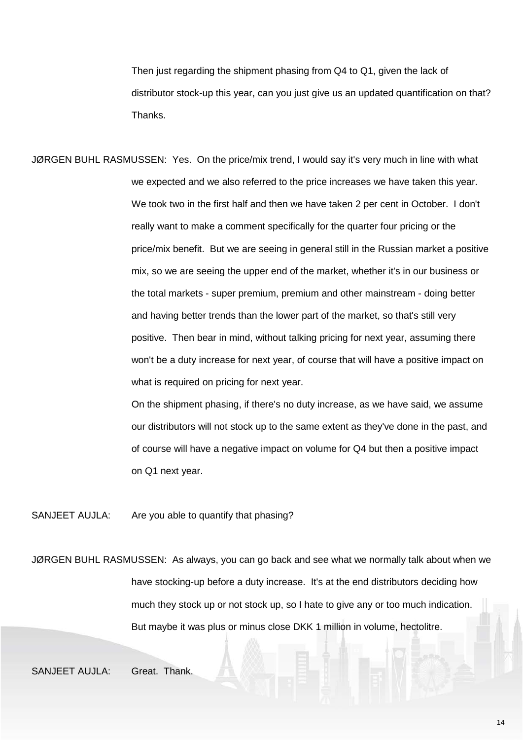Then just regarding the shipment phasing from Q4 to Q1, given the lack of distributor stock-up this year, can you just give us an updated quantification on that? Thanks.

JØRGEN BUHL RASMUSSEN: Yes. On the price/mix trend, I would say it's very much in line with what we expected and we also referred to the price increases we have taken this year. We took two in the first half and then we have taken 2 per cent in October. I don't really want to make a comment specifically for the quarter four pricing or the price/mix benefit. But we are seeing in general still in the Russian market a positive mix, so we are seeing the upper end of the market, whether it's in our business or the total markets - super premium, premium and other mainstream - doing better and having better trends than the lower part of the market, so that's still very positive. Then bear in mind, without talking pricing for next year, assuming there won't be a duty increase for next year, of course that will have a positive impact on what is required on pricing for next year.

On the shipment phasing, if there's no duty increase, as we have said, we assume our distributors will not stock up to the same extent as they've done in the past, and of course will have a negative impact on volume for Q4 but then a positive impact on Q1 next year.

SANJEET AUJLA: Are you able to quantify that phasing?

JØRGEN BUHL RASMUSSEN: As always, you can go back and see what we normally talk about when we have stocking-up before a duty increase. It's at the end distributors deciding how much they stock up or not stock up, so I hate to give any or too much indication. But maybe it was plus or minus close DKK 1 million in volume, hectolitre.

SANJEET AUJLA: Great. Thank.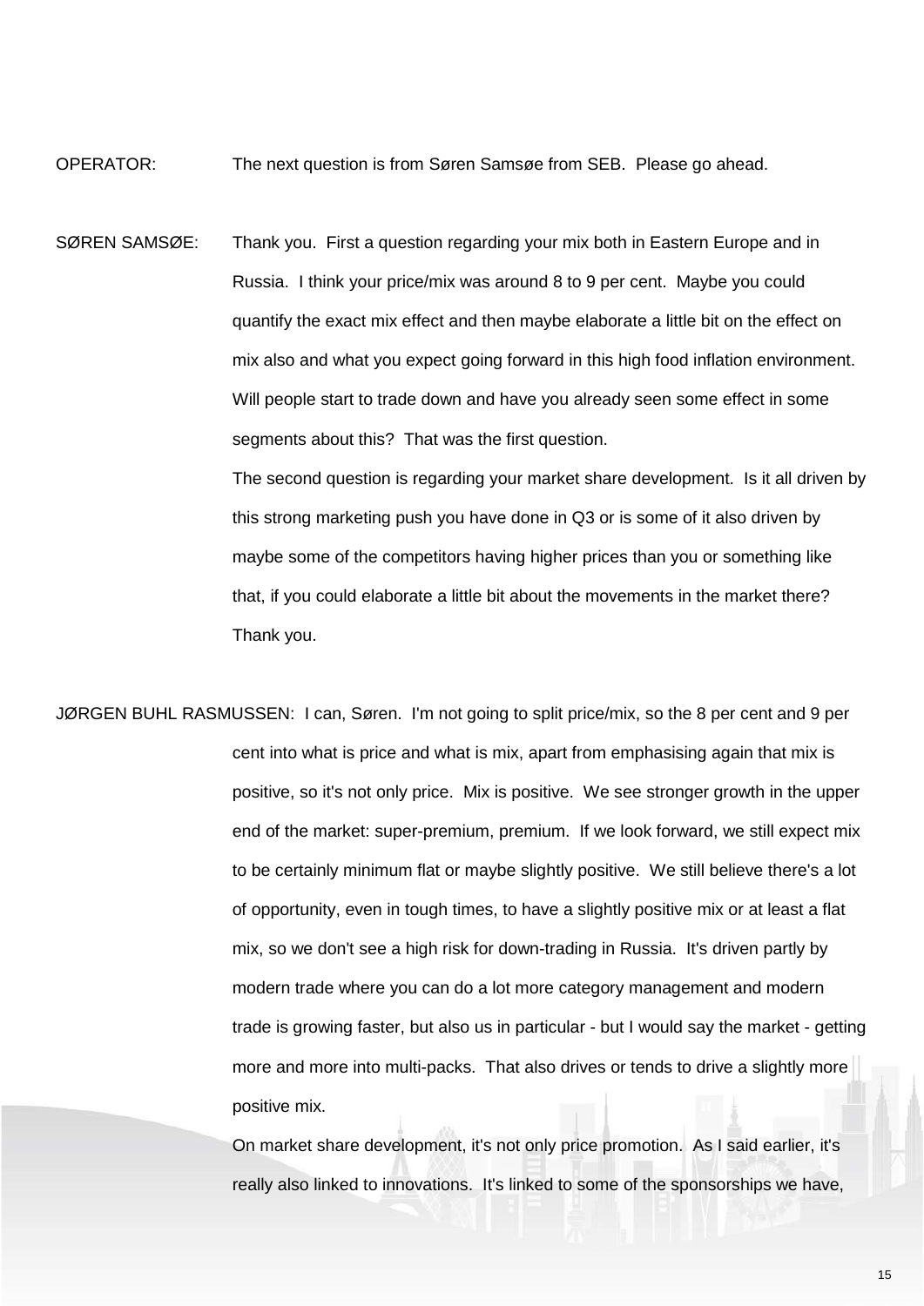OPERATOR: The next question is from Søren Samsøe from SEB. Please go ahead.

SØREN SAMSØE: Thank you. First a question regarding your mix both in Eastern Europe and in Russia. I think your price/mix was around 8 to 9 per cent. Maybe you could quantify the exact mix effect and then maybe elaborate a little bit on the effect on mix also and what you expect going forward in this high food inflation environment. Will people start to trade down and have you already seen some effect in some segments about this? That was the first question.

The second question is regarding your market share development. Is it all driven by this strong marketing push you have done in Q3 or is some of it also driven by maybe some of the competitors having higher prices than you or something like that, if you could elaborate a little bit about the movements in the market there? Thank you.

JØRGEN BUHL RASMUSSEN: I can, Søren. I'm not going to split price/mix, so the 8 per cent and 9 per cent into what is price and what is mix, apart from emphasising again that mix is positive, so it's not only price. Mix is positive. We see stronger growth in the upper end of the market: super-premium, premium. If we look forward, we still expect mix to be certainly minimum flat or maybe slightly positive. We still believe there's a lot of opportunity, even in tough times, to have a slightly positive mix or at least a flat mix, so we don't see a high risk for down-trading in Russia. It's driven partly by modern trade where you can do a lot more category management and modern trade is growing faster, but also us in particular - but I would say the market - getting more and more into multi-packs. That also drives or tends to drive a slightly more positive mix.

On market share development, it's not only price promotion. As I said earlier, it's really also linked to innovations. It's linked to some of the sponsorships we have,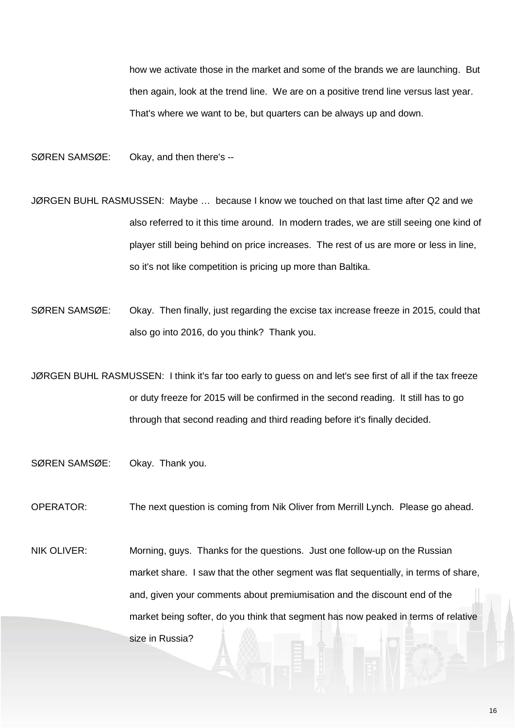how we activate those in the market and some of the brands we are launching. But then again, look at the trend line. We are on a positive trend line versus last year. That's where we want to be, but quarters can be always up and down.

SØREN SAMSØE: Okay, and then there's --

JØRGEN BUHL RASMUSSEN: Maybe … because I know we touched on that last time after Q2 and we also referred to it this time around. In modern trades, we are still seeing one kind of player still being behind on price increases. The rest of us are more or less in line, so it's not like competition is pricing up more than Baltika.

SØREN SAMSØE: Okay. Then finally, just regarding the excise tax increase freeze in 2015, could that also go into 2016, do you think? Thank you.

JØRGEN BUHL RASMUSSEN: I think it's far too early to guess on and let's see first of all if the tax freeze or duty freeze for 2015 will be confirmed in the second reading. It still has to go through that second reading and third reading before it's finally decided.

SØREN SAMSØE: Okay. Thank you.

OPERATOR: The next question is coming from Nik Oliver from Merrill Lynch. Please go ahead.

NIK OLIVER: Morning, guys. Thanks for the questions. Just one follow-up on the Russian market share. I saw that the other segment was flat sequentially, in terms of share, and, given your comments about premiumisation and the discount end of the market being softer, do you think that segment has now peaked in terms of relative size in Russia?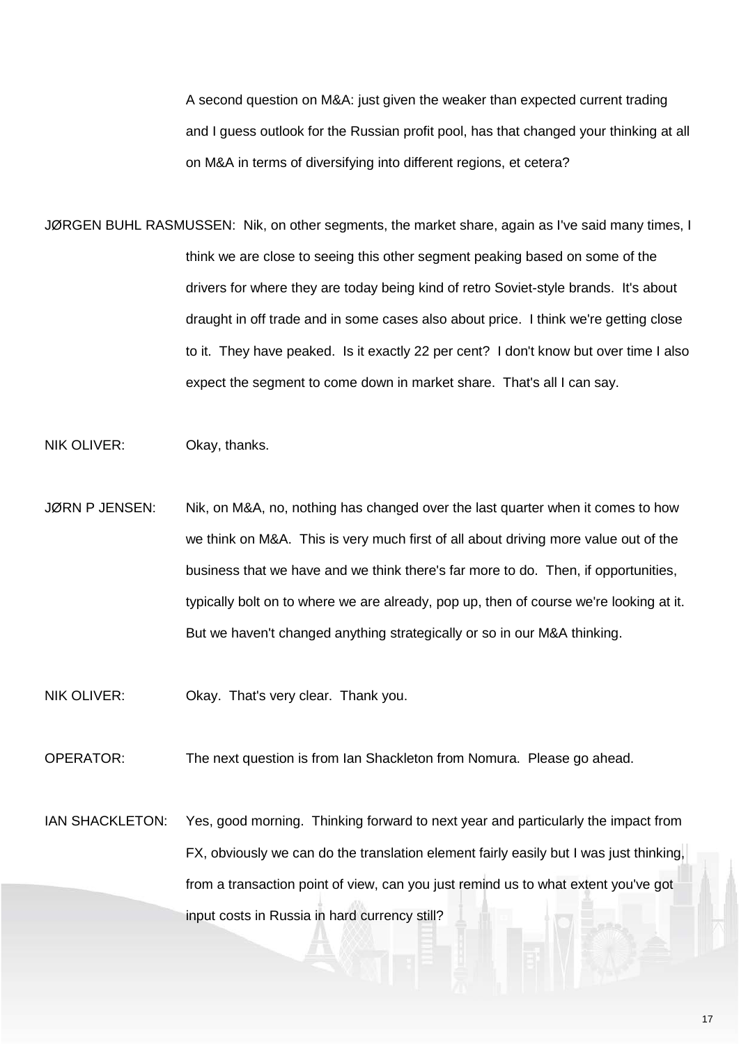A second question on M&A: just given the weaker than expected current trading and I guess outlook for the Russian profit pool, has that changed your thinking at all on M&A in terms of diversifying into different regions, et cetera?

JØRGEN BUHL RASMUSSEN: Nik, on other segments, the market share, again as I've said many times, I think we are close to seeing this other segment peaking based on some of the drivers for where they are today being kind of retro Soviet-style brands. It's about draught in off trade and in some cases also about price. I think we're getting close to it. They have peaked. Is it exactly 22 per cent? I don't know but over time I also expect the segment to come down in market share. That's all I can say.

NIK OLIVER: Okay, thanks.

JØRN P JENSEN: Nik, on M&A, no, nothing has changed over the last quarter when it comes to how we think on M&A. This is very much first of all about driving more value out of the business that we have and we think there's far more to do. Then, if opportunities, typically bolt on to where we are already, pop up, then of course we're looking at it. But we haven't changed anything strategically or so in our M&A thinking.

NIK OLIVER: Okay. That's very clear. Thank you.

OPERATOR: The next question is from Ian Shackleton from Nomura. Please go ahead.

IAN SHACKLETON: Yes, good morning. Thinking forward to next year and particularly the impact from FX, obviously we can do the translation element fairly easily but I was just thinking, from a transaction point of view, can you just remind us to what extent you've got input costs in Russia in hard currency still?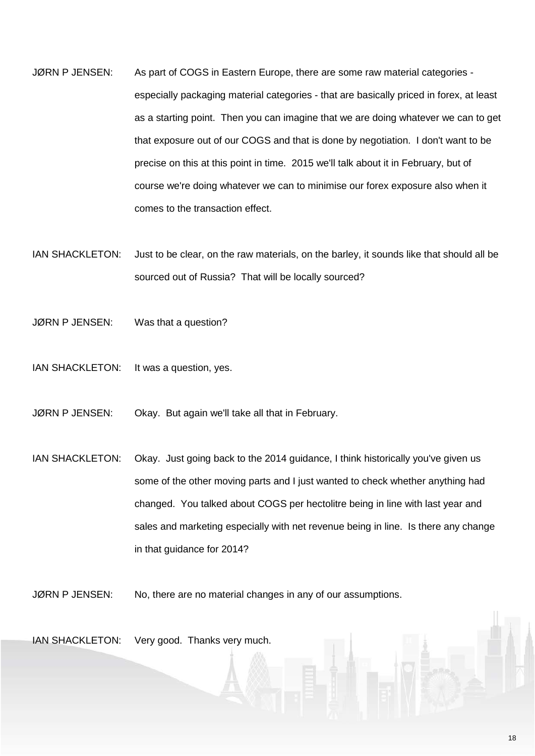JØRN P JENSEN: As part of COGS in Eastern Europe, there are some raw material categories - especially packaging material categories - that are basically priced in forex, at least as a starting point. Then you can imagine that we are doing whatever we can to get that exposure out of our COGS and that is done by negotiation. I don't want to be precise on this at this point in time. 2015 we'll talk about it in February, but of course we're doing whatever we can to minimise our forex exposure also when it comes to the transaction effect.

IAN SHACKLETON: Just to be clear, on the raw materials, on the barley, it sounds like that should all be sourced out of Russia? That will be locally sourced?

JØRN P JENSEN: Was that a question?

IAN SHACKLETON: It was a question, yes.

JØRN P JENSEN: Okay. But again we'll take all that in February.

IAN SHACKLETON: Okay. Just going back to the 2014 guidance, I think historically you've given us some of the other moving parts and I just wanted to check whether anything had changed. You talked about COGS per hectolitre being in line with last year and sales and marketing especially with net revenue being in line. Is there any change in that guidance for 2014?

JØRN P JENSEN: No, there are no material changes in any of our assumptions.

IAN SHACKLETON: Very good. Thanks very much.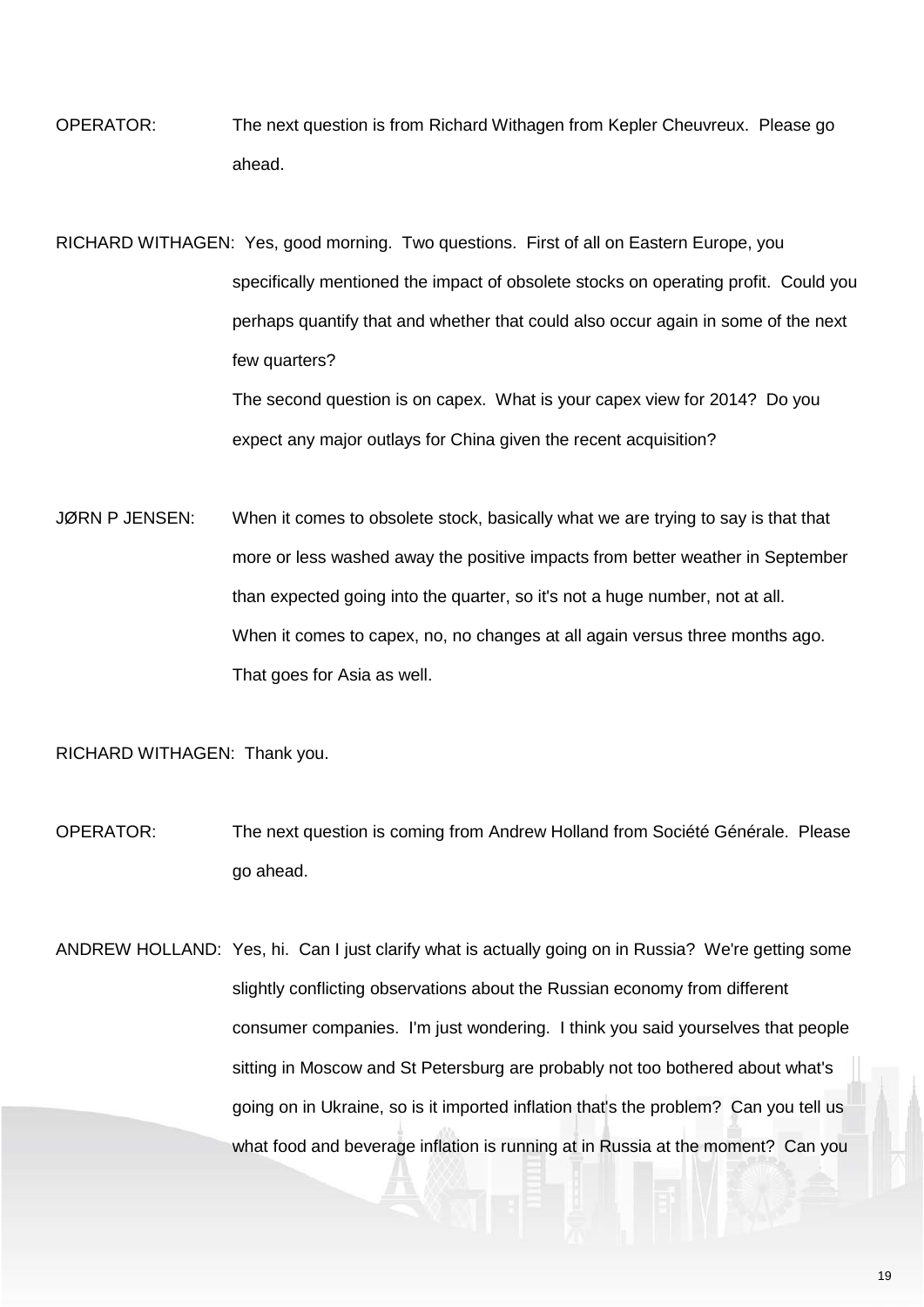OPERATOR: The next question is from Richard Withagen from Kepler Cheuvreux. Please go ahead.

RICHARD WITHAGEN: Yes, good morning. Two questions. First of all on Eastern Europe, you specifically mentioned the impact of obsolete stocks on operating profit. Could you perhaps quantify that and whether that could also occur again in some of the next few quarters?

The second question is on capex. What is your capex view for 2014? Do you expect any major outlays for China given the recent acquisition?

JØRN P JENSEN: When it comes to obsolete stock, basically what we are trying to say is that that more or less washed away the positive impacts from better weather in September than expected going into the quarter, so it's not a huge number, not at all.

When it comes to capex, no, no changes at all again versus three months ago. That goes for Asia as well.

RICHARD WITHAGEN: Thank you.

OPERATOR: The next question is coming from Andrew Holland from Société Générale. Please go ahead.

ANDREW HOLLAND: Yes, hi. Can I just clarify what is actually going on in Russia? We're getting some slightly conflicting observations about the Russian economy from different consumer companies. I'm just wondering. I think you said yourselves that people sitting in Moscow and St Petersburg are probably not too bothered about what's going on in Ukraine, so is it imported inflation that's the problem? Can you tell us what food and beverage inflation is running at in Russia at the moment? Can you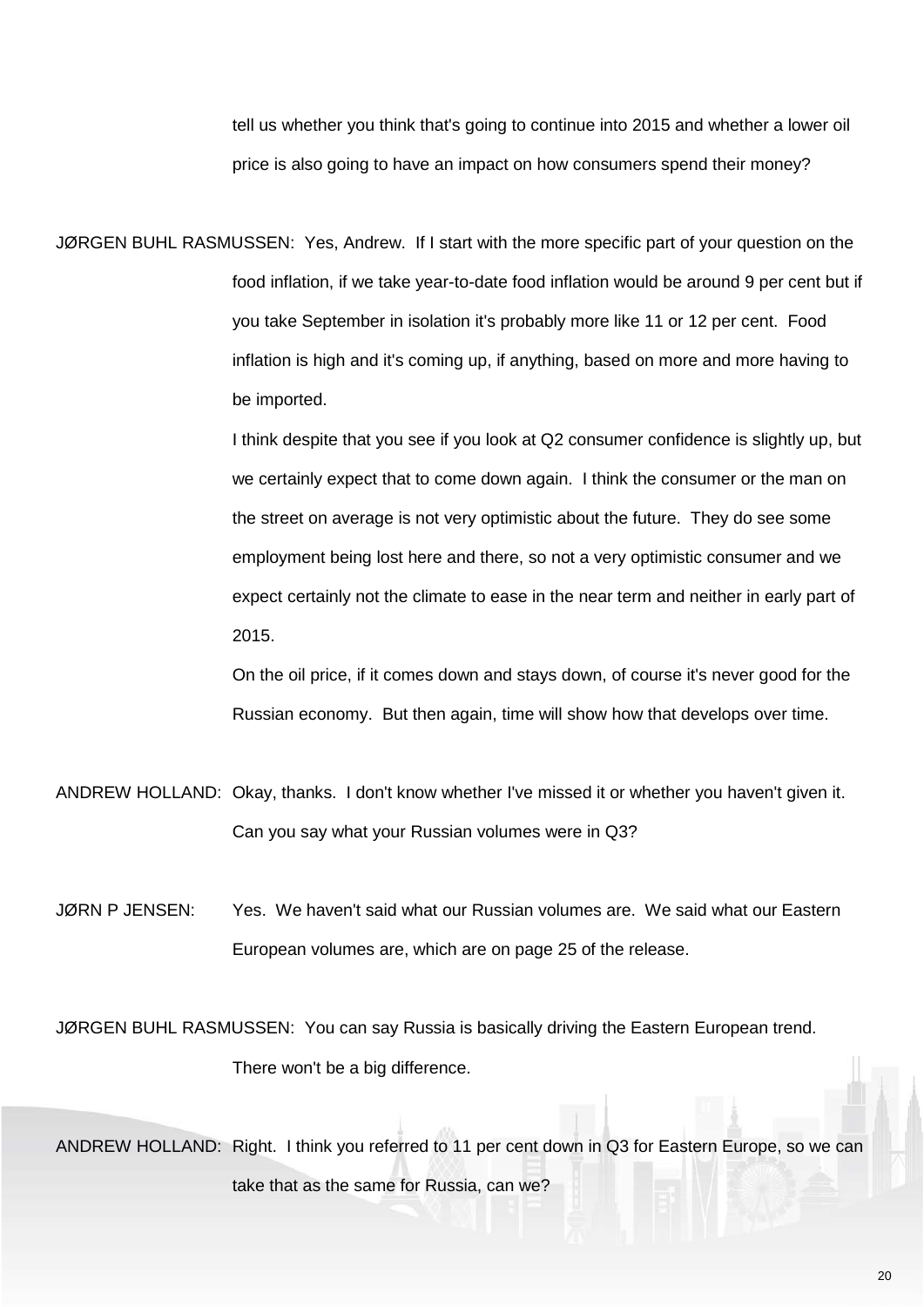tell us whether you think that's going to continue into 2015 and whether a lower oil price is also going to have an impact on how consumers spend their money?

JØRGEN BUHL RASMUSSEN: Yes, Andrew. If I start with the more specific part of your question on the food inflation, if we take year-to-date food inflation would be around 9 per cent but if you take September in isolation it's probably more like 11 or 12 per cent. Food inflation is high and it's coming up, if anything, based on more and more having to be imported.

I think despite that you see if you look at Q2 consumer confidence is slightly up, but we certainly expect that to come down again. I think the consumer or the man on the street on average is not very optimistic about the future. They do see some employment being lost here and there, so not a very optimistic consumer and we expect certainly not the climate to ease in the near term and neither in early part of 2015.

On the oil price, if it comes down and stays down, of course it's never good for the Russian economy. But then again, time will show how that develops over time.

ANDREW HOLLAND: Okay, thanks. I don't know whether I've missed it or whether you haven't given it. Can you say what your Russian volumes were in Q3?

JØRN P JENSEN: Yes. We haven't said what our Russian volumes are. We said what our Eastern European volumes are, which are on page 25 of the release.

JØRGEN BUHL RASMUSSEN: You can say Russia is basically driving the Eastern European trend. There won't be a big difference.

ANDREW HOLLAND: Right. I think you referred to 11 per cent down in Q3 for Eastern Europe, so we can take that as the same for Russia, can we?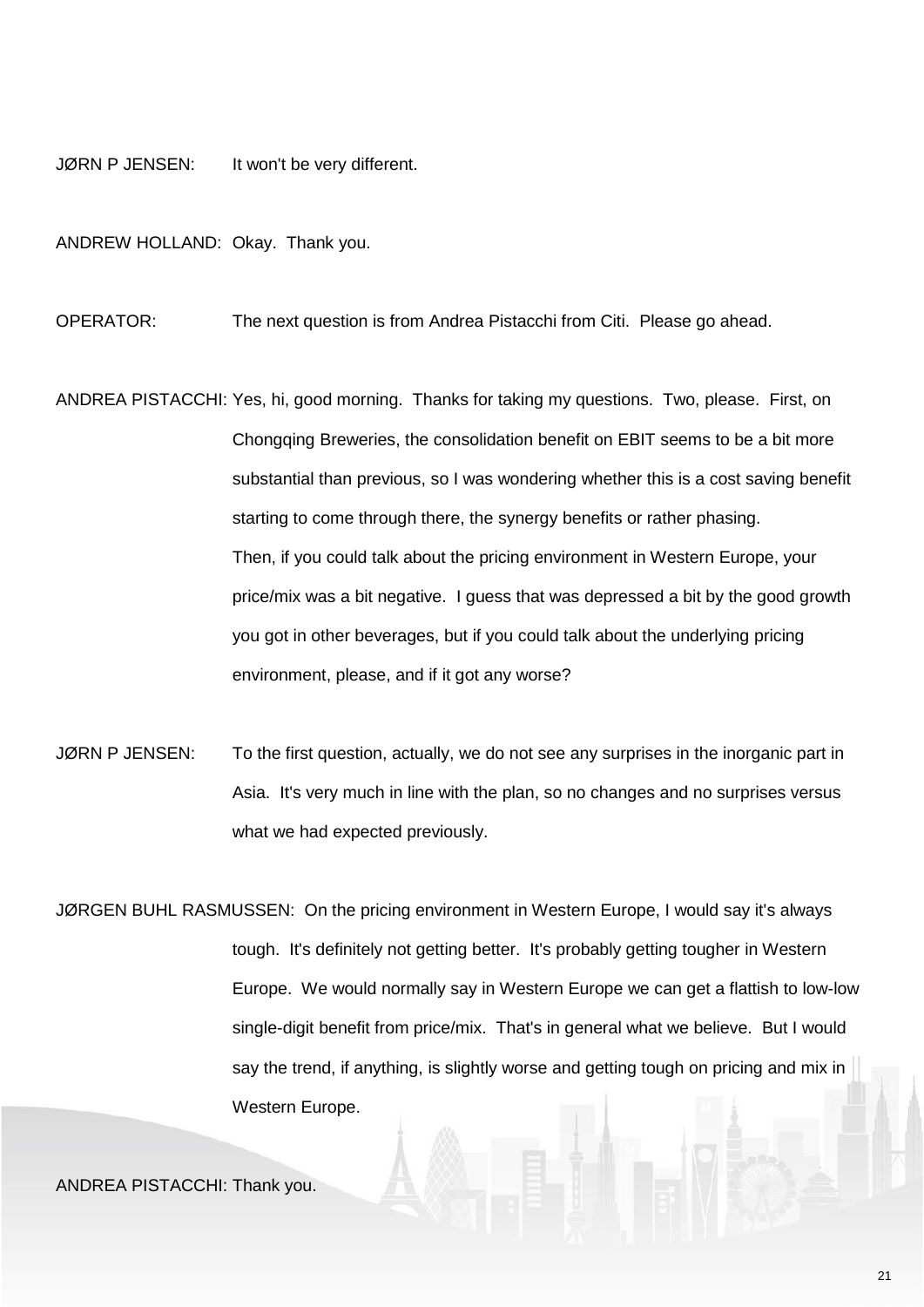JØRN P JENSEN: It won't be very different.

ANDREW HOLLAND: Okay. Thank you.

OPERATOR: The next question is from Andrea Pistacchi from Citi. Please go ahead.

ANDREA PISTACCHI: Yes, hi, good morning. Thanks for taking my questions. Two, please. First, on Chongqing Breweries, the consolidation benefit on EBIT seems to be a bit more substantial than previous, so I was wondering whether this is a cost saving benefit starting to come through there, the synergy benefits or rather phasing.
Then, if you could talk about the pricing environment in Western Europe, your price/mix was a bit negative. I guess that was depressed a bit by the good growth you got in other beverages, but if you could talk about the underlying pricing environment, please, and if it got any worse?

JØRN P JENSEN: To the first question, actually, we do not see any surprises in the inorganic part in Asia. It's very much in line with the plan, so no changes and no surprises versus what we had expected previously.

JØRGEN BUHL RASMUSSEN: On the pricing environment in Western Europe, I would say it's always tough. It's definitely not getting better. It's probably getting tougher in Western Europe. We would normally say in Western Europe we can get a flattish to low-low single-digit benefit from price/mix. That's in general what we believe. But I would say the trend, if anything, is slightly worse and getting tough on pricing and mix in Western Europe.

ANDREA PISTACCHI: Thank you.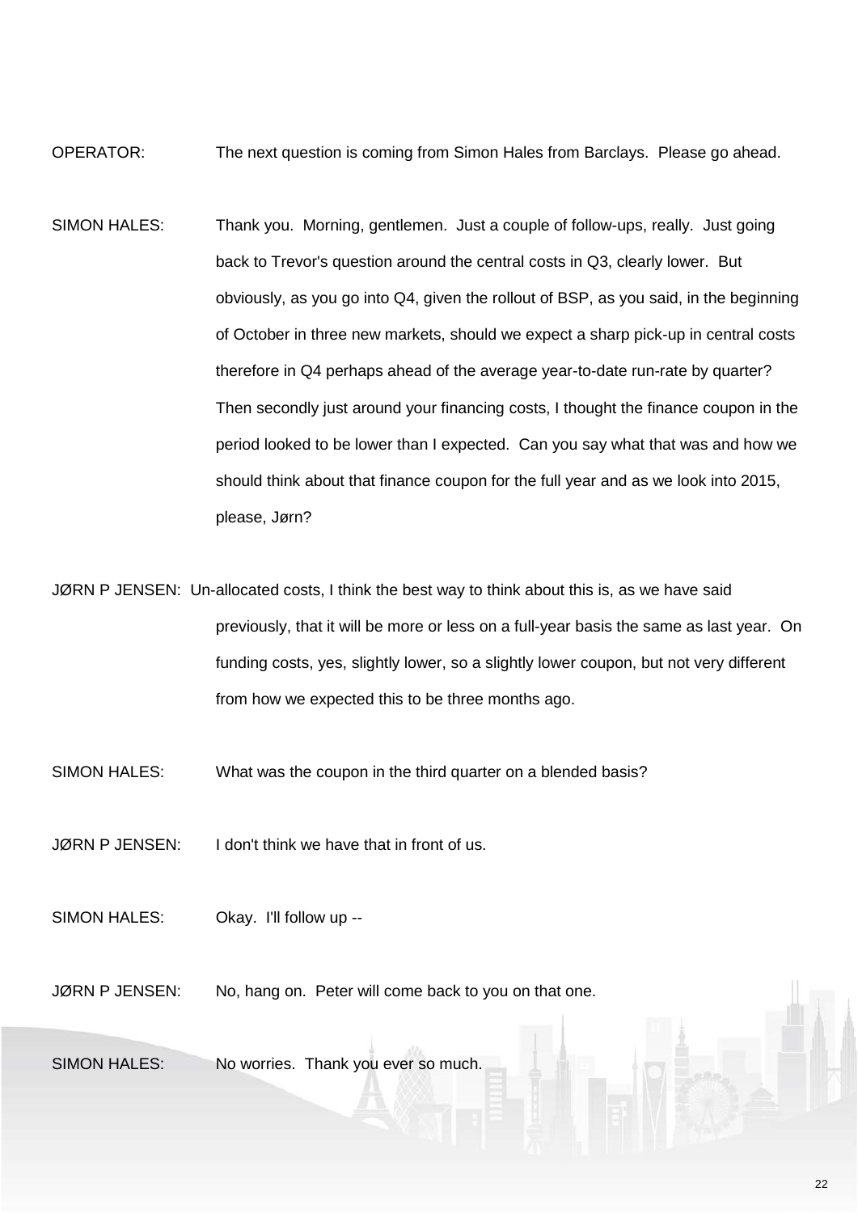OPERATOR: The next question is coming from Simon Hales from Barclays. Please go ahead.

SIMON HALES: Thank you. Morning, gentlemen. Just a couple of follow-ups, really. Just going back to Trevor's question around the central costs in Q3, clearly lower. But obviously, as you go into Q4, given the rollout of BSP, as you said, in the beginning of October in three new markets, should we expect a sharp pick-up in central costs therefore in Q4 perhaps ahead of the average year-to-date run-rate by quarter? Then secondly just around your financing costs, I thought the finance coupon in the period looked to be lower than I expected. Can you say what that was and how we should think about that finance coupon for the full year and as we look into 2015, please, Jørn?

JØRN P JENSEN: Un-allocated costs, I think the best way to think about this is, as we have said previously, that it will be more or less on a full-year basis the same as last year. On funding costs, yes, slightly lower, so a slightly lower coupon, but not very different from how we expected this to be three months ago.

SIMON HALES: What was the coupon in the third quarter on a blended basis?

JØRN P JENSEN: I don't think we have that in front of us.

SIMON HALES: Okay. I'll follow up --

JØRN P JENSEN: No, hang on. Peter will come back to you on that one.

SIMON HALES: No worries. Thank you ever so much.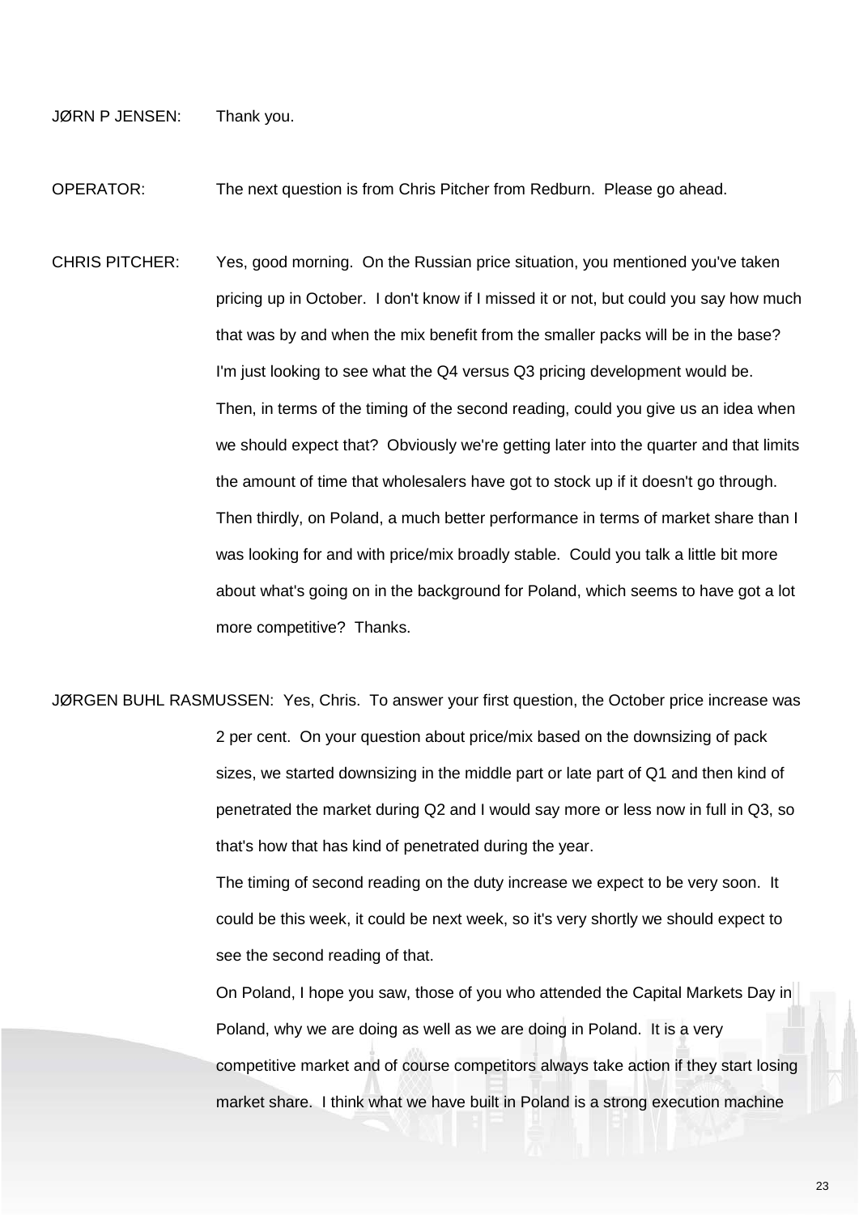JØRN P JENSEN: Thank you.

OPERATOR: The next question is from Chris Pitcher from Redburn. Please go ahead.

CHRIS PITCHER: Yes, good morning. On the Russian price situation, you mentioned you've taken pricing up in October. I don't know if I missed it or not, but could you say how much that was by and when the mix benefit from the smaller packs will be in the base? I'm just looking to see what the Q4 versus Q3 pricing development would be. Then, in terms of the timing of the second reading, could you give us an idea when we should expect that? Obviously we're getting later into the quarter and that limits the amount of time that wholesalers have got to stock up if it doesn't go through. Then thirdly, on Poland, a much better performance in terms of market share than I was looking for and with price/mix broadly stable. Could you talk a little bit more about what's going on in the background for Poland, which seems to have got a lot more competitive? Thanks.

JØRGEN BUHL RASMUSSEN: Yes, Chris. To answer your first question, the October price increase was 2 per cent. On your question about price/mix based on the downsizing of pack sizes, we started downsizing in the middle part or late part of Q1 and then kind of penetrated the market during Q2 and I would say more or less now in full in Q3, so that's how that has kind of penetrated during the year.

The timing of second reading on the duty increase we expect to be very soon. It could be this week, it could be next week, so it's very shortly we should expect to see the second reading of that.

On Poland, I hope you saw, those of you who attended the Capital Markets Day in Poland, why we are doing as well as we are doing in Poland. It is a very competitive market and of course competitors always take action if they start losing market share. I think what we have built in Poland is a strong execution machine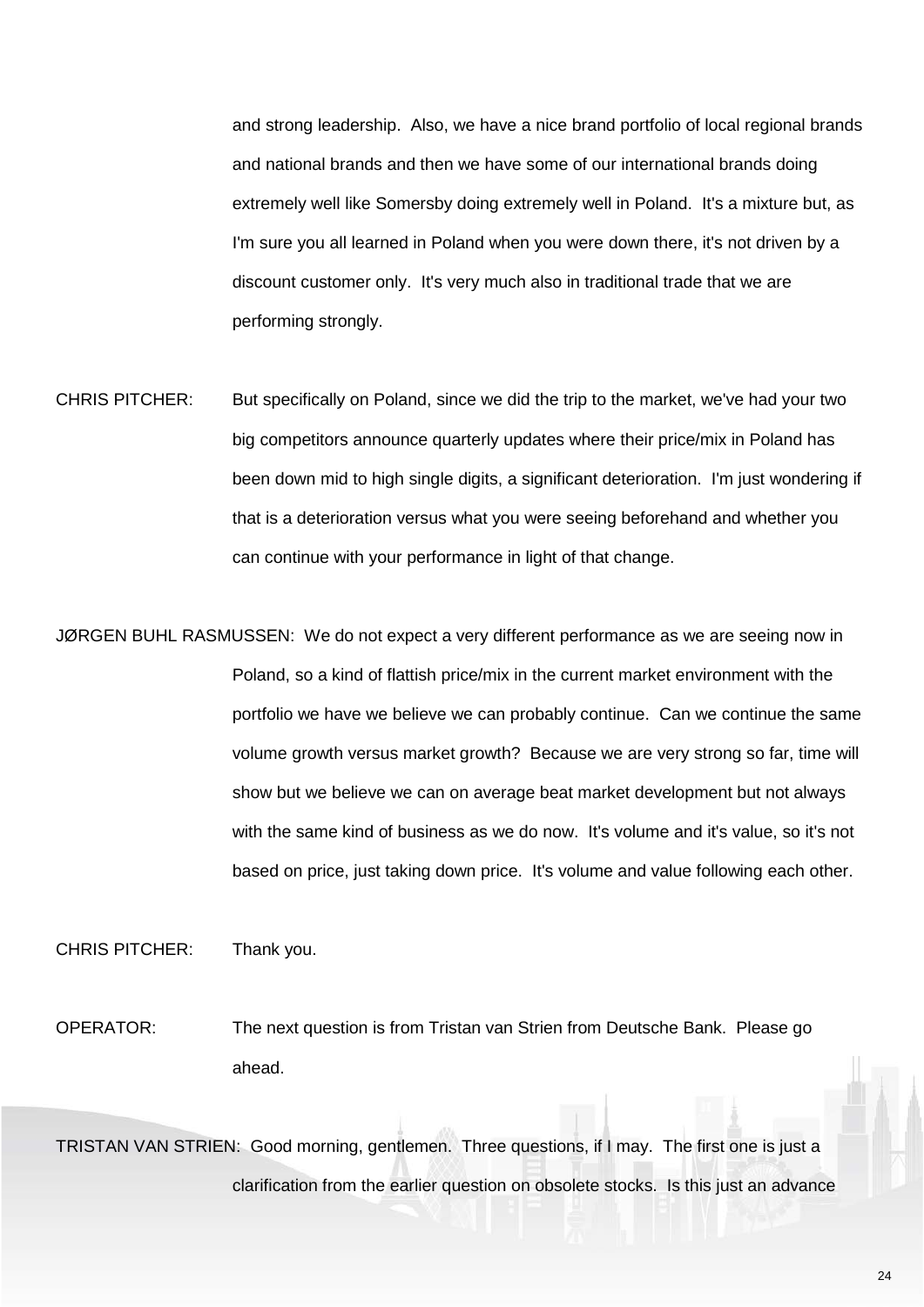and strong leadership. Also, we have a nice brand portfolio of local regional brands and national brands and then we have some of our international brands doing extremely well like Somersby doing extremely well in Poland. It's a mixture but, as I'm sure you all learned in Poland when you were down there, it's not driven by a discount customer only. It's very much also in traditional trade that we are performing strongly.

CHRIS PITCHER: But specifically on Poland, since we did the trip to the market, we've had your two big competitors announce quarterly updates where their price/mix in Poland has been down mid to high single digits, a significant deterioration. I'm just wondering if that is a deterioration versus what you were seeing beforehand and whether you can continue with your performance in light of that change.

JØRGEN BUHL RASMUSSEN: We do not expect a very different performance as we are seeing now in Poland, so a kind of flattish price/mix in the current market environment with the portfolio we have we believe we can probably continue. Can we continue the same volume growth versus market growth? Because we are very strong so far, time will show but we believe we can on average beat market development but not always with the same kind of business as we do now. It's volume and it's value, so it's not based on price, just taking down price. It's volume and value following each other.

CHRIS PITCHER: Thank you.

OPERATOR: The next question is from Tristan van Strien from Deutsche Bank. Please go ahead.

TRISTAN VAN STRIEN: Good morning, gentlemen. Three questions, if I may. The first one is just a clarification from the earlier question on obsolete stocks. Is this just an advance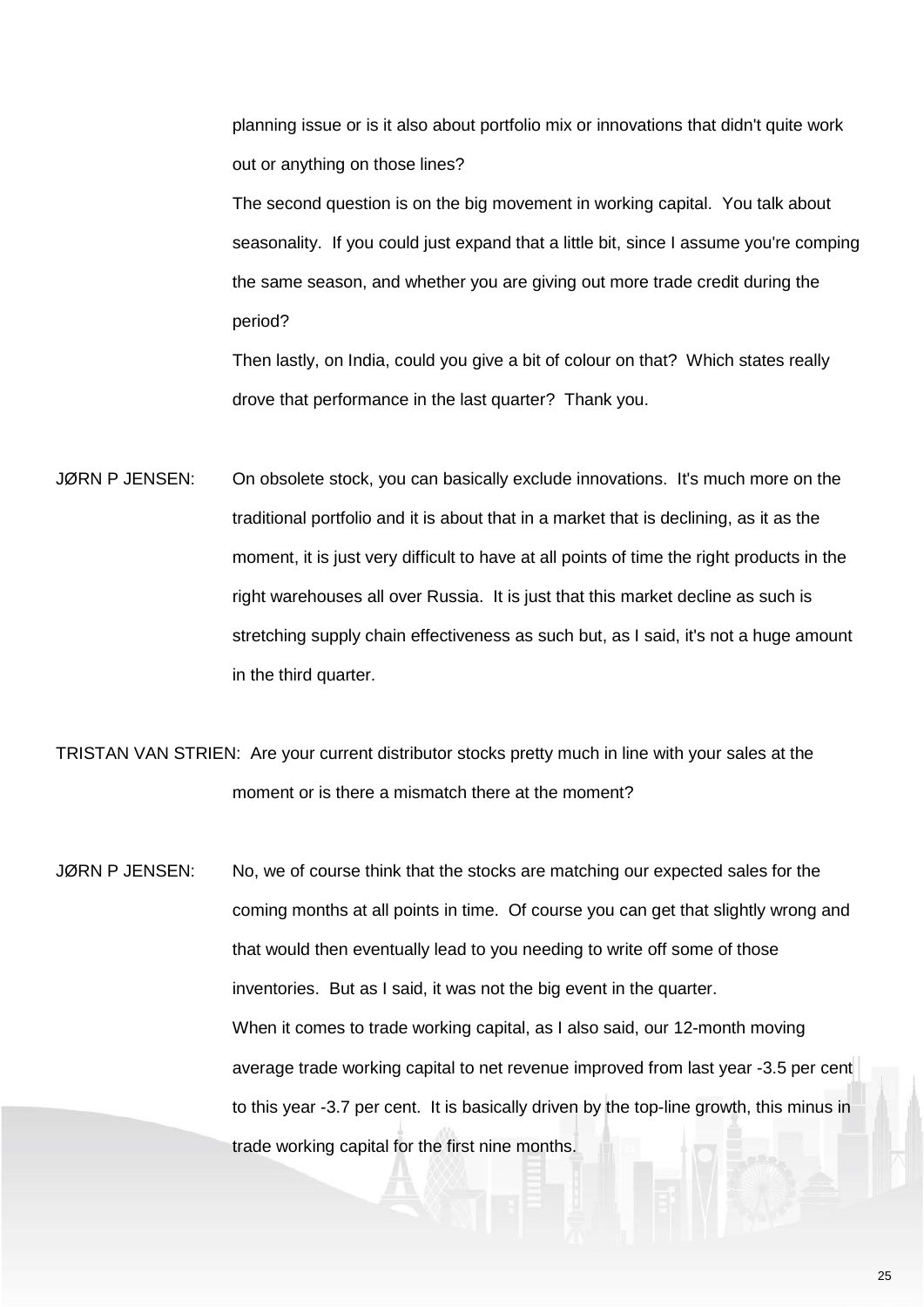planning issue or is it also about portfolio mix or innovations that didn't quite work out or anything on those lines?

The second question is on the big movement in working capital. You talk about seasonality. If you could just expand that a little bit, since I assume you're comping the same season, and whether you are giving out more trade credit during the period?

Then lastly, on India, could you give a bit of colour on that? Which states really drove that performance in the last quarter? Thank you.

JØRN P JENSEN: On obsolete stock, you can basically exclude innovations. It's much more on the traditional portfolio and it is about that in a market that is declining, as it as the moment, it is just very difficult to have at all points of time the right products in the right warehouses all over Russia. It is just that this market decline as such is stretching supply chain effectiveness as such but, as I said, it's not a huge amount in the third quarter.

TRISTAN VAN STRIEN: Are your current distributor stocks pretty much in line with your sales at the moment or is there a mismatch there at the moment?

JØRN P JENSEN: No, we of course think that the stocks are matching our expected sales for the coming months at all points in time. Of course you can get that slightly wrong and that would then eventually lead to you needing to write off some of those inventories. But as I said, it was not the big event in the quarter.

When it comes to trade working capital, as I also said, our 12-month moving average trade working capital to net revenue improved from last year -3.5 per cent to this year -3.7 per cent. It is basically driven by the top-line growth, this minus in trade working capital for the first nine months.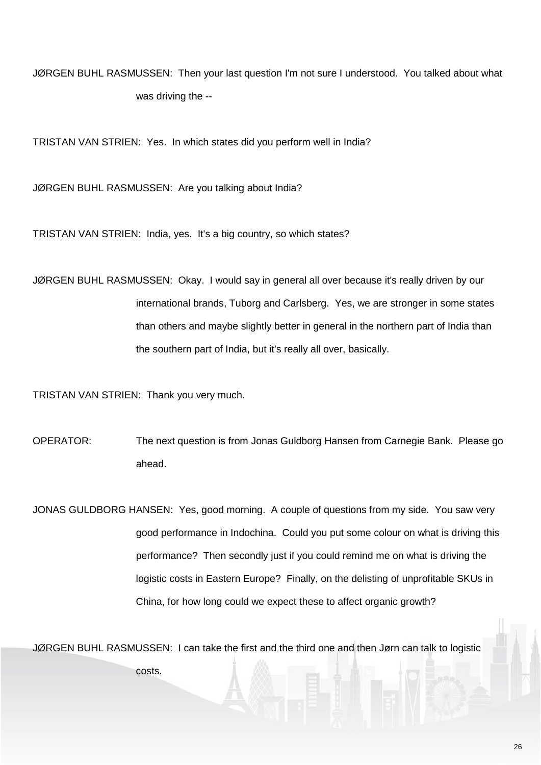JØRGEN BUHL RASMUSSEN: Then your last question I'm not sure I understood. You talked about what was driving the --

TRISTAN VAN STRIEN: Yes. In which states did you perform well in India?

JØRGEN BUHL RASMUSSEN: Are you talking about India?

TRISTAN VAN STRIEN: India, yes. It's a big country, so which states?

JØRGEN BUHL RASMUSSEN: Okay. I would say in general all over because it's really driven by our international brands, Tuborg and Carlsberg. Yes, we are stronger in some states than others and maybe slightly better in general in the northern part of India than the southern part of India, but it's really all over, basically.

TRISTAN VAN STRIEN: Thank you very much.

OPERATOR: The next question is from Jonas Guldborg Hansen from Carnegie Bank. Please go ahead.

JONAS GULDBORG HANSEN: Yes, good morning. A couple of questions from my side. You saw very good performance in Indochina. Could you put some colour on what is driving this performance? Then secondly just if you could remind me on what is driving the logistic costs in Eastern Europe? Finally, on the delisting of unprofitable SKUs in China, for how long could we expect these to affect organic growth?

JØRGEN BUHL RASMUSSEN: I can take the first and the third one and then Jørn can talk to logistic costs.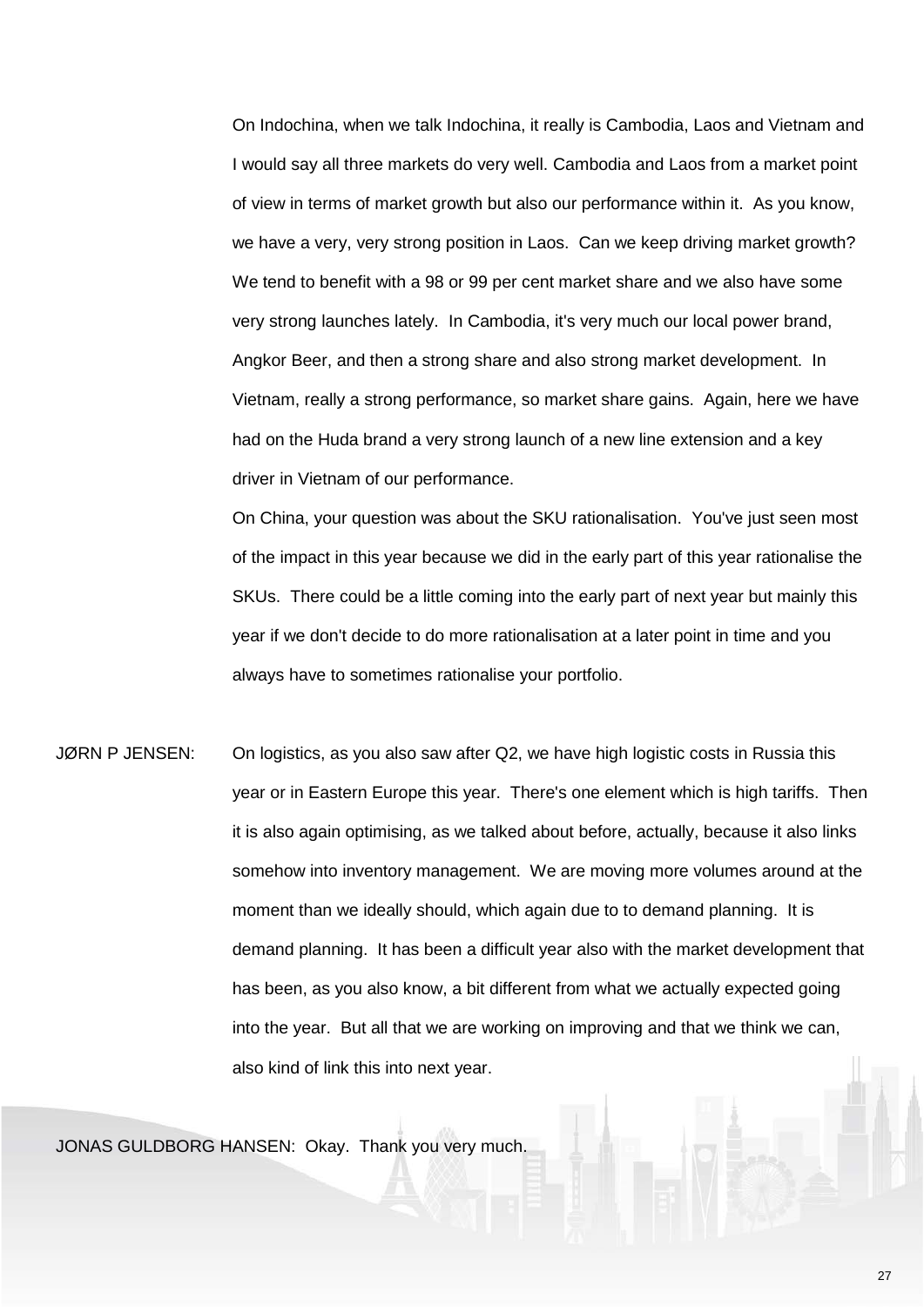On Indochina, when we talk Indochina, it really is Cambodia, Laos and Vietnam and I would say all three markets do very well. Cambodia and Laos from a market point of view in terms of market growth but also our performance within it. As you know, we have a very, very strong position in Laos. Can we keep driving market growth? We tend to benefit with a 98 or 99 per cent market share and we also have some very strong launches lately. In Cambodia, it's very much our local power brand, Angkor Beer, and then a strong share and also strong market development. In Vietnam, really a strong performance, so market share gains. Again, here we have had on the Huda brand a very strong launch of a new line extension and a key driver in Vietnam of our performance.

On China, your question was about the SKU rationalisation. You've just seen most of the impact in this year because we did in the early part of this year rationalise the SKUs. There could be a little coming into the early part of next year but mainly this year if we don't decide to do more rationalisation at a later point in time and you always have to sometimes rationalise your portfolio.

JØRN P JENSEN: On logistics, as you also saw after Q2, we have high logistic costs in Russia this year or in Eastern Europe this year. There's one element which is high tariffs. Then it is also again optimising, as we talked about before, actually, because it also links somehow into inventory management. We are moving more volumes around at the moment than we ideally should, which again due to to demand planning. It is demand planning. It has been a difficult year also with the market development that has been, as you also know, a bit different from what we actually expected going into the year. But all that we are working on improving and that we think we can, also kind of link this into next year.

JONAS GULDBORG HANSEN: Okay. Thank you very much.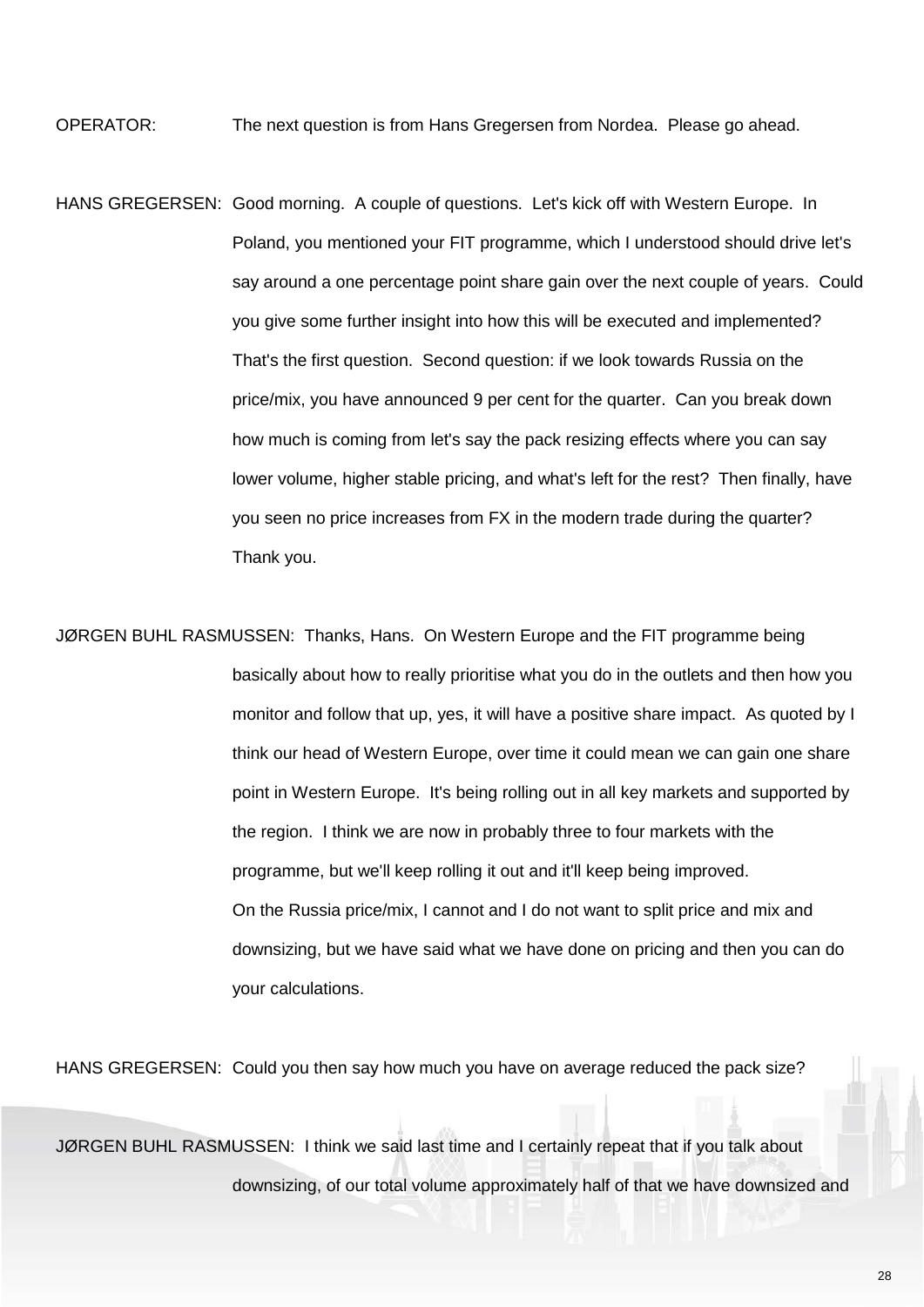OPERATOR: The next question is from Hans Gregersen from Nordea. Please go ahead.

HANS GREGERSEN: Good morning. A couple of questions. Let's kick off with Western Europe. In Poland, you mentioned your FIT programme, which I understood should drive let's say around a one percentage point share gain over the next couple of years. Could you give some further insight into how this will be executed and implemented? That's the first question. Second question: if we look towards Russia on the price/mix, you have announced 9 per cent for the quarter. Can you break down how much is coming from let's say the pack resizing effects where you can say lower volume, higher stable pricing, and what's left for the rest? Then finally, have you seen no price increases from FX in the modern trade during the quarter? Thank you.

JØRGEN BUHL RASMUSSEN: Thanks, Hans. On Western Europe and the FIT programme being basically about how to really prioritise what you do in the outlets and then how you monitor and follow that up, yes, it will have a positive share impact. As quoted by I think our head of Western Europe, over time it could mean we can gain one share point in Western Europe. It's being rolling out in all key markets and supported by the region. I think we are now in probably three to four markets with the programme, but we'll keep rolling it out and it'll keep being improved.

On the Russia price/mix, I cannot and I do not want to split price and mix and downsizing, but we have said what we have done on pricing and then you can do your calculations.

HANS GREGERSEN: Could you then say how much you have on average reduced the pack size?

JØRGEN BUHL RASMUSSEN: I think we said last time and I certainly repeat that if you talk about downsizing, of our total volume approximately half of that we have downsized and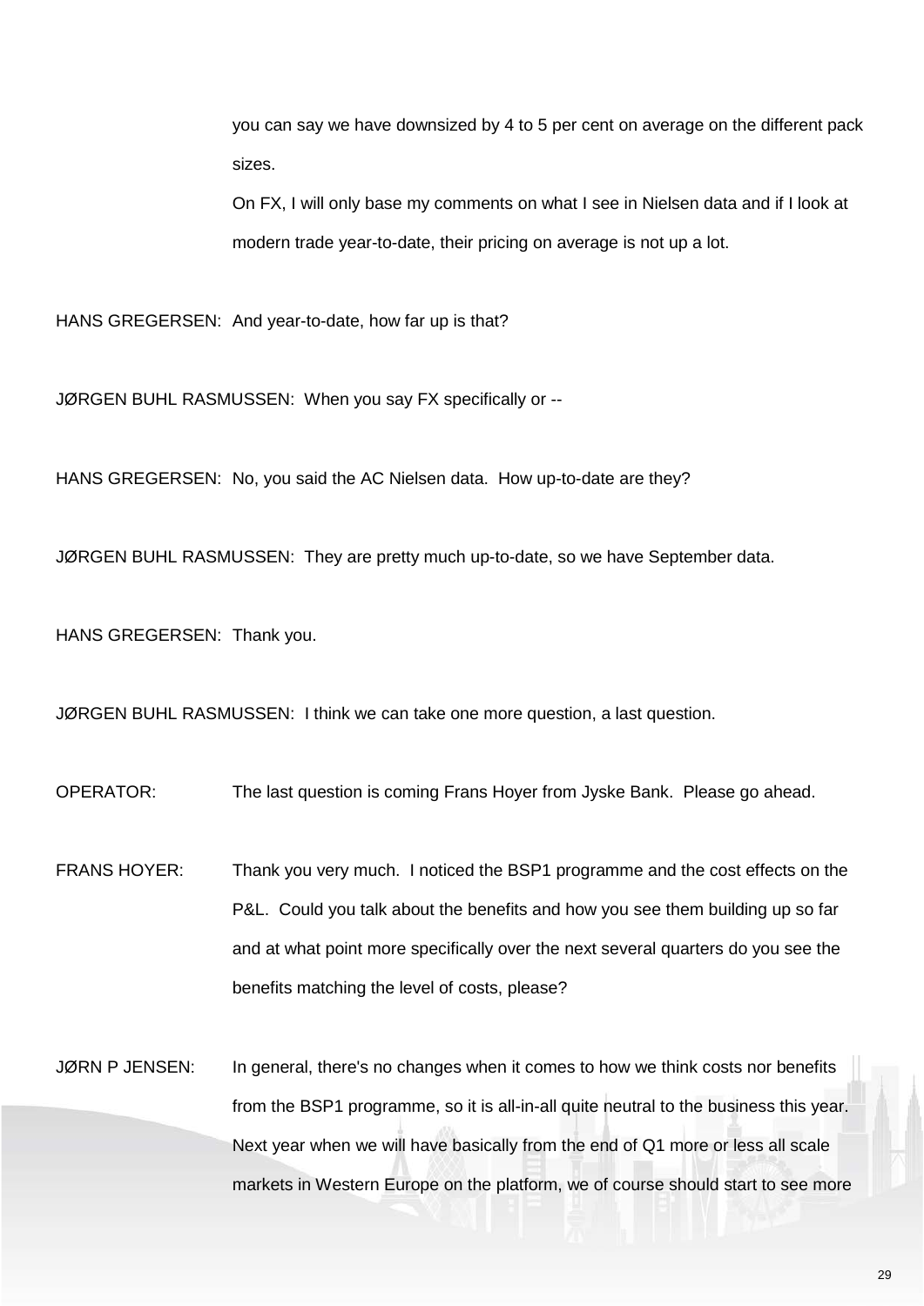you can say we have downsized by 4 to 5 per cent on average on the different pack sizes.

On FX, I will only base my comments on what I see in Nielsen data and if I look at modern trade year-to-date, their pricing on average is not up a lot.

HANS GREGERSEN: And year-to-date, how far up is that?

JØRGEN BUHL RASMUSSEN: When you say FX specifically or --

HANS GREGERSEN: No, you said the AC Nielsen data. How up-to-date are they?

JØRGEN BUHL RASMUSSEN: They are pretty much up-to-date, so we have September data.

HANS GREGERSEN: Thank you.

JØRGEN BUHL RASMUSSEN: I think we can take one more question, a last question.

OPERATOR: The last question is coming Frans Hoyer from Jyske Bank. Please go ahead.

FRANS HOYER: Thank you very much. I noticed the BSP1 programme and the cost effects on the P&L. Could you talk about the benefits and how you see them building up so far and at what point more specifically over the next several quarters do you see the benefits matching the level of costs, please?

JØRN P JENSEN: In general, there's no changes when it comes to how we think costs nor benefits from the BSP1 programme, so it is all-in-all quite neutral to the business this year. Next year when we will have basically from the end of Q1 more or less all scale markets in Western Europe on the platform, we of course should start to see more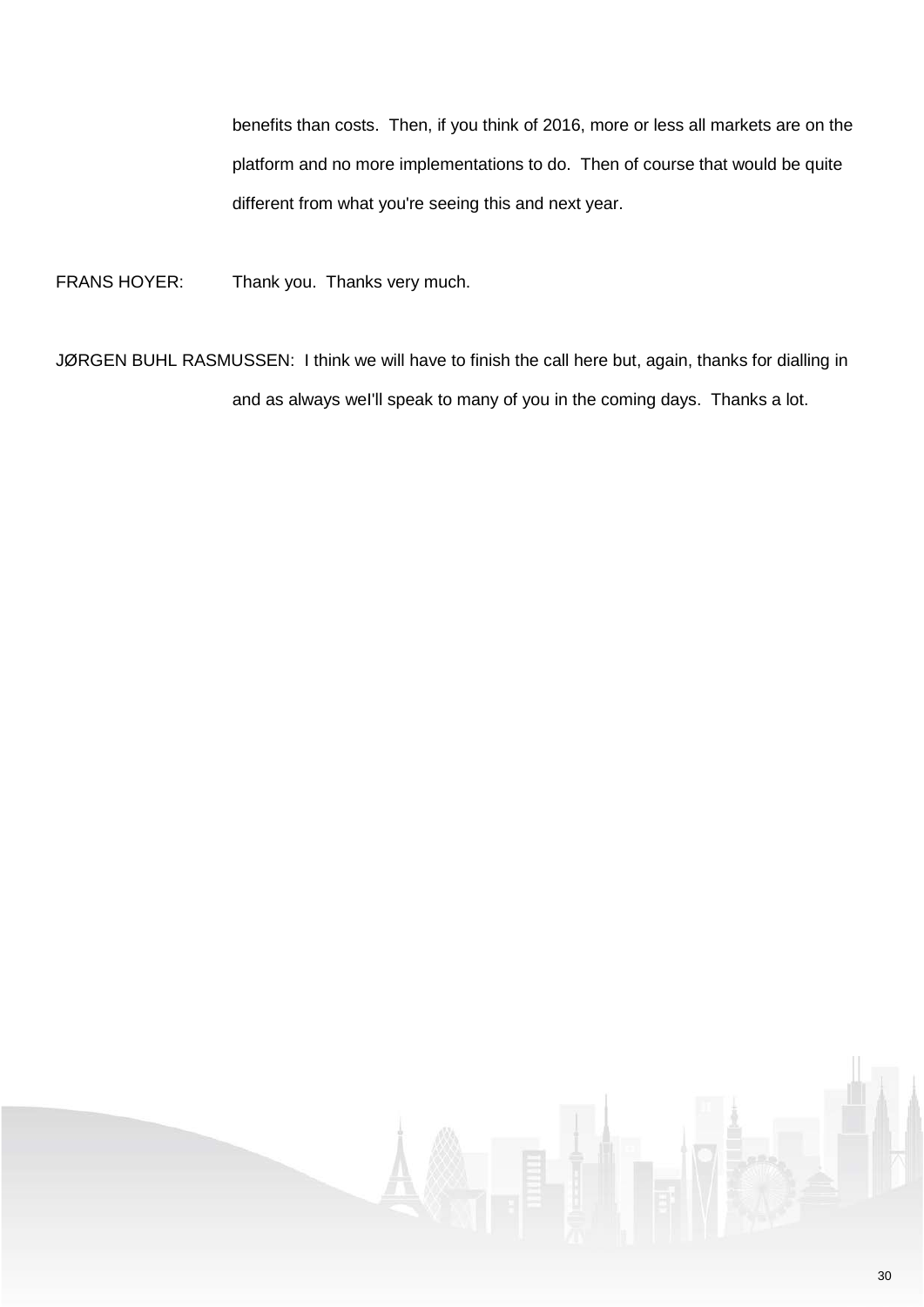benefits than costs.  Then, if you think of 2016, more or less all markets are on the platform and no more implementations to do.  Then of course that would be quite different from what you're seeing this and next year.

FRANS HOYER: Thank you.  Thanks very much.

JØRGEN BUHL RASMUSSEN: I think we will have to finish the call here but, again, thanks for dialling in and as always weI'll speak to many of you in the coming days.  Thanks a lot.